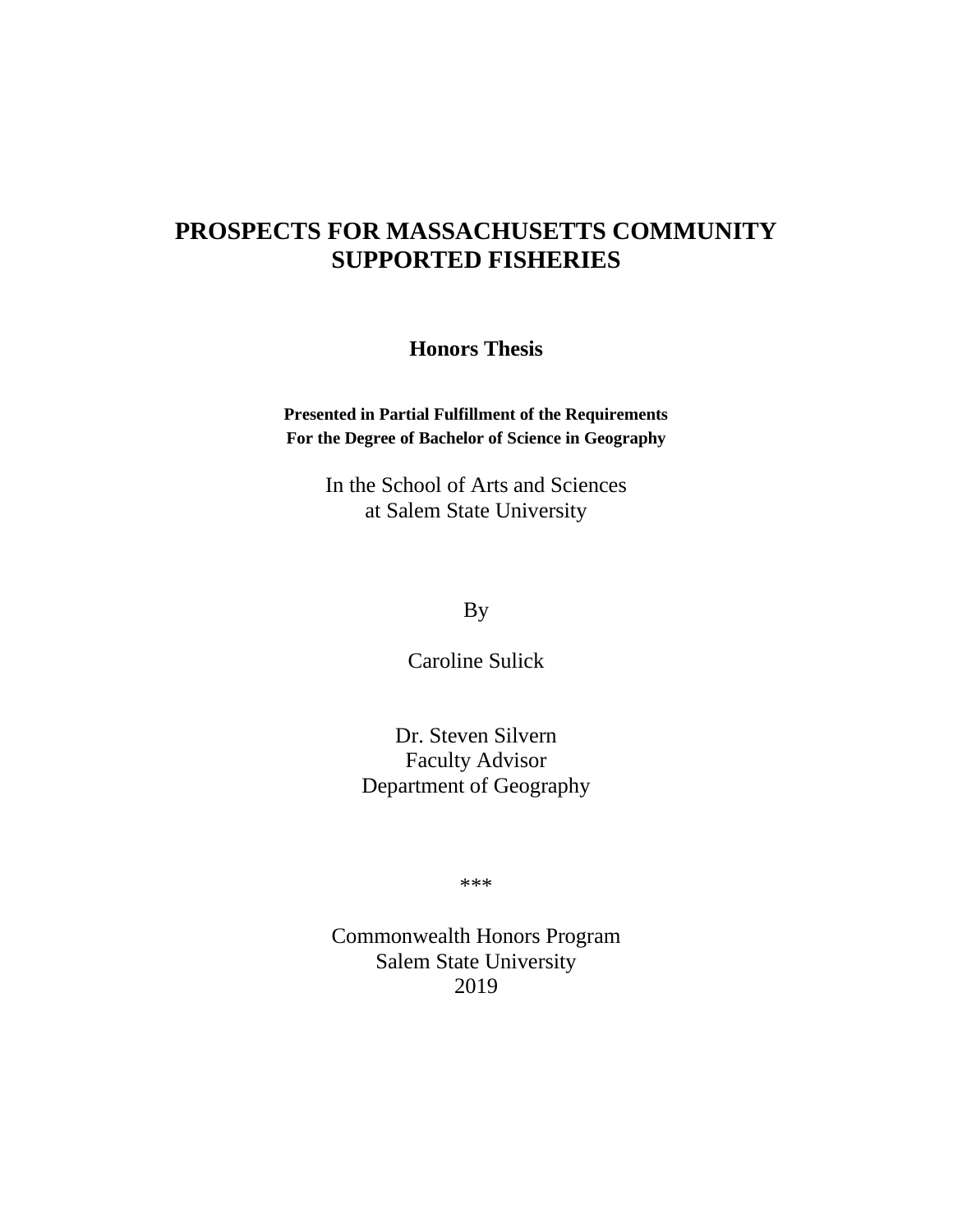# PROSPECTS FOR MASSACHUSETTS COMMUNITY SUPPORTED FISHERIES

**Honors Thesis**

**Presented in Partial Fulfillment of the Requirements**
**For the Degree of Bachelor of Science in Geography**

In the School of Arts and Sciences
at Salem State University

By

Caroline Sulick

Dr. Steven Silvern
Faculty Advisor
Department of Geography

***

Commonwealth Honors Program
Salem State University
2019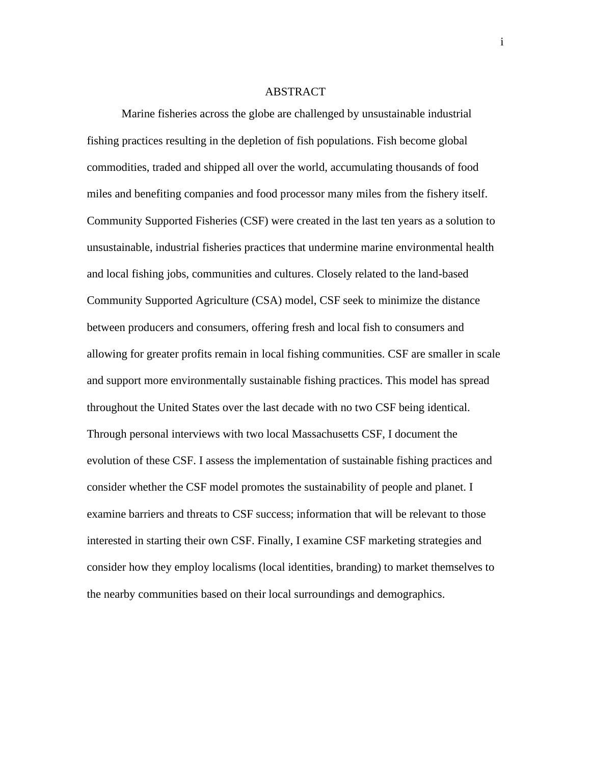# ABSTRACT

Marine fisheries across the globe are challenged by unsustainable industrial fishing practices resulting in the depletion of fish populations. Fish become global commodities, traded and shipped all over the world, accumulating thousands of food miles and benefiting companies and food processor many miles from the fishery itself. Community Supported Fisheries (CSF) were created in the last ten years as a solution to unsustainable, industrial fisheries practices that undermine marine environmental health and local fishing jobs, communities and cultures. Closely related to the land-based Community Supported Agriculture (CSA) model, CSF seek to minimize the distance between producers and consumers, offering fresh and local fish to consumers and allowing for greater profits remain in local fishing communities. CSF are smaller in scale and support more environmentally sustainable fishing practices. This model has spread throughout the United States over the last decade with no two CSF being identical. Through personal interviews with two local Massachusetts CSF, I document the evolution of these CSF. I assess the implementation of sustainable fishing practices and consider whether the CSF model promotes the sustainability of people and planet. I examine barriers and threats to CSF success; information that will be relevant to those interested in starting their own CSF. Finally, I examine CSF marketing strategies and consider how they employ localisms (local identities, branding) to market themselves to the nearby communities based on their local surroundings and demographics.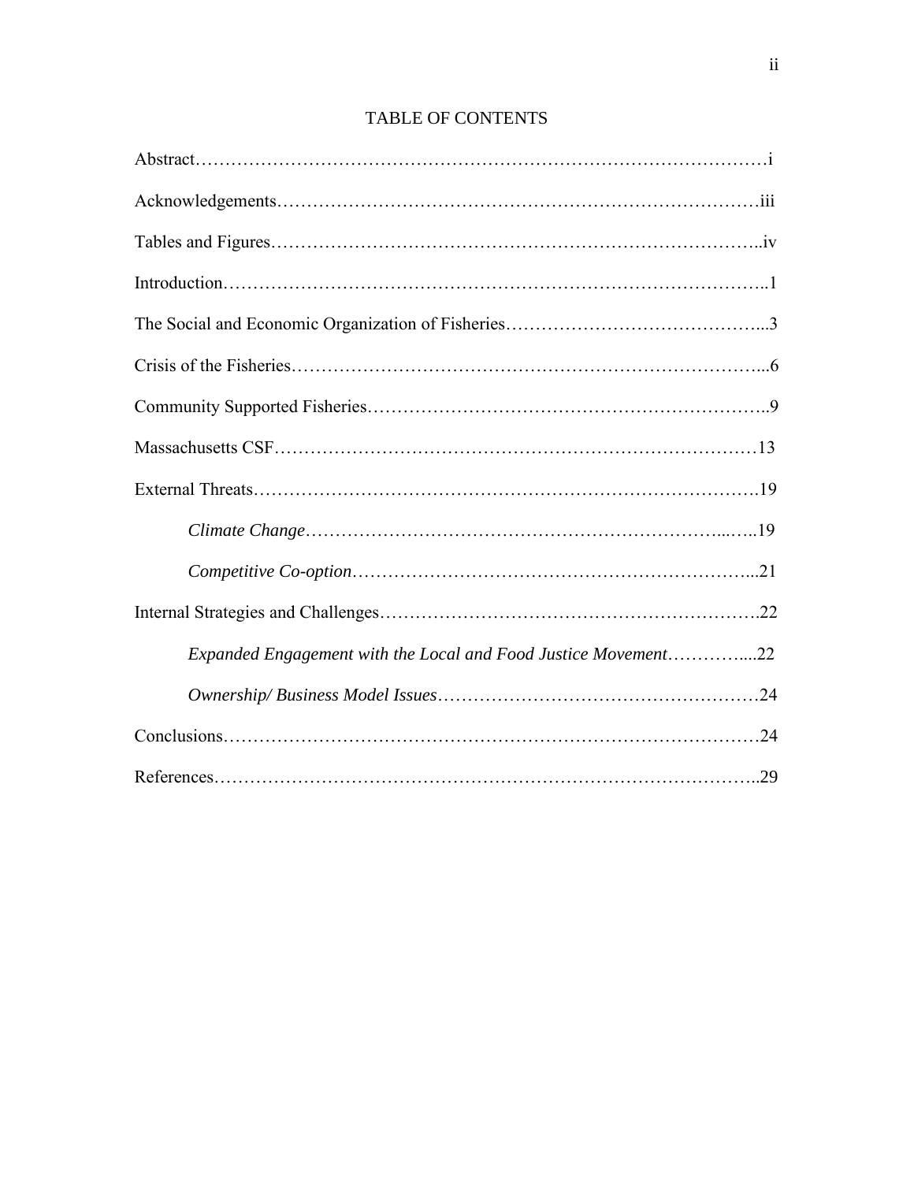# TABLE OF CONTENTS

Abstract…………………………………………………………………………………i

Acknowledgements……………………………………………………………………iii

Tables and Figures……………………………………………………………………..iv

Introduction……………………………………………………………………………..1

The Social and Economic Organization of Fisheries……………………………………...3

Crisis of the Fisheries……………………………………………………………………...6

Community Supported Fisheries………………………………………………………..9

Massachusetts CSF……………………………………………………………………13

External Threats………………………………………………………………………….19

*Climate Change*……………………………………………………………...…..19

*Competitive Co-option*…………………………………………………………...21

Internal Strategies and Challenges……………………………………………………….22

*Expanded Engagement with the Local and Food Justice Movement*…………....22

*Ownership/ Business Model Issues*………………………………………………24

Conclusions……………………………………………………………………………24

References……………………………………………………………………………..29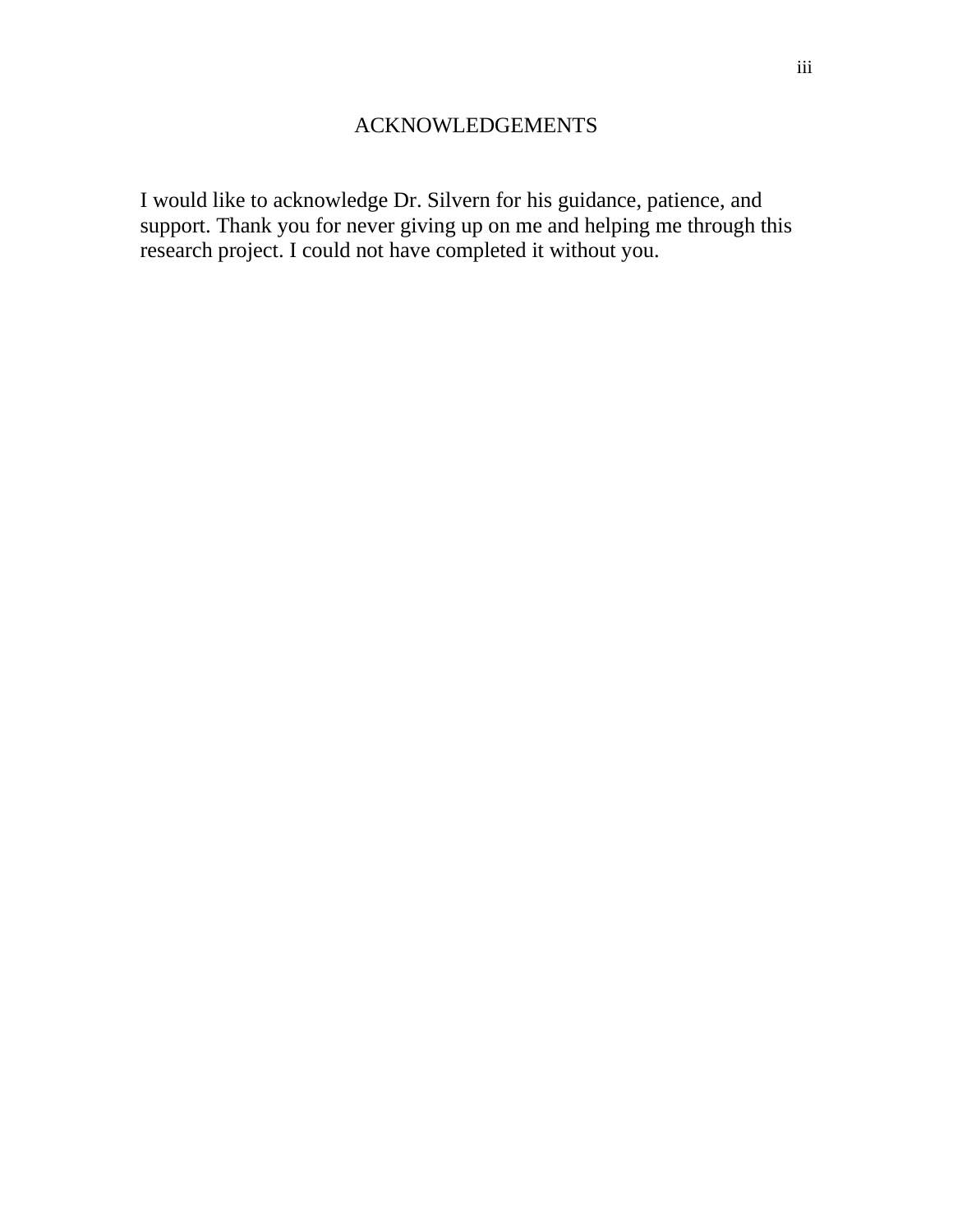# ACKNOWLEDGEMENTS

I would like to acknowledge Dr. Silvern for his guidance, patience, and support. Thank you for never giving up on me and helping me through this research project. I could not have completed it without you.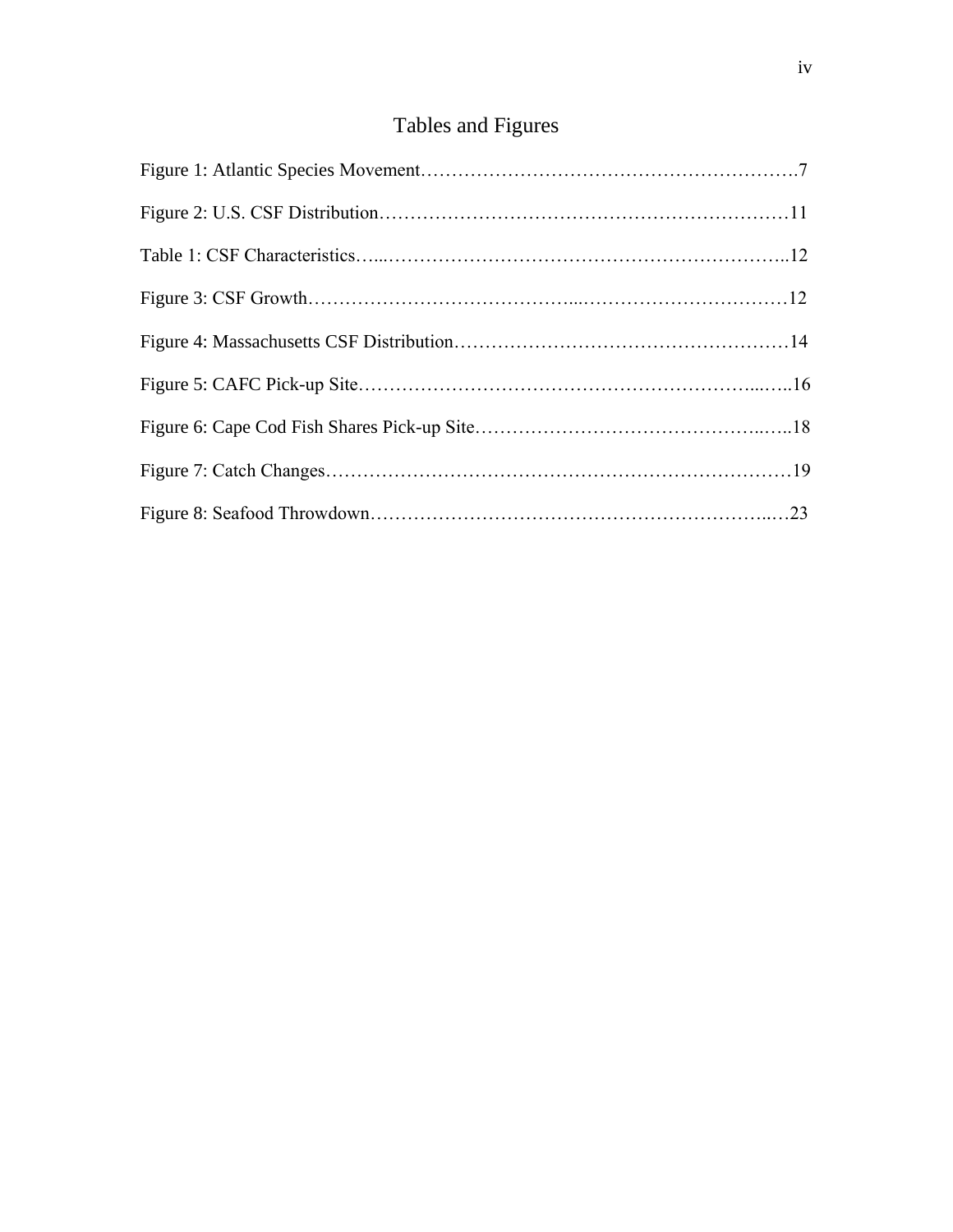# Tables and Figures

Figure 1: Atlantic Species Movement……………………………………………………7

Figure 2: U.S. CSF Distribution…………………………………………………………11

Table 1: CSF Characteristics…...……………………………………………………..12

Figure 3: CSF Growth…………………………………...……………………………12

Figure 4: Massachusetts CSF Distribution………………………………………………14

Figure 5: CAFC Pick-up Site…………………………………………………...…..16

Figure 6: Cape Cod Fish Shares Pick-up Site…………………………………..…..18

Figure 7: Catch Changes…………………………………………………………………19

Figure 8: Seafood Throwdown……………………………………………………..…23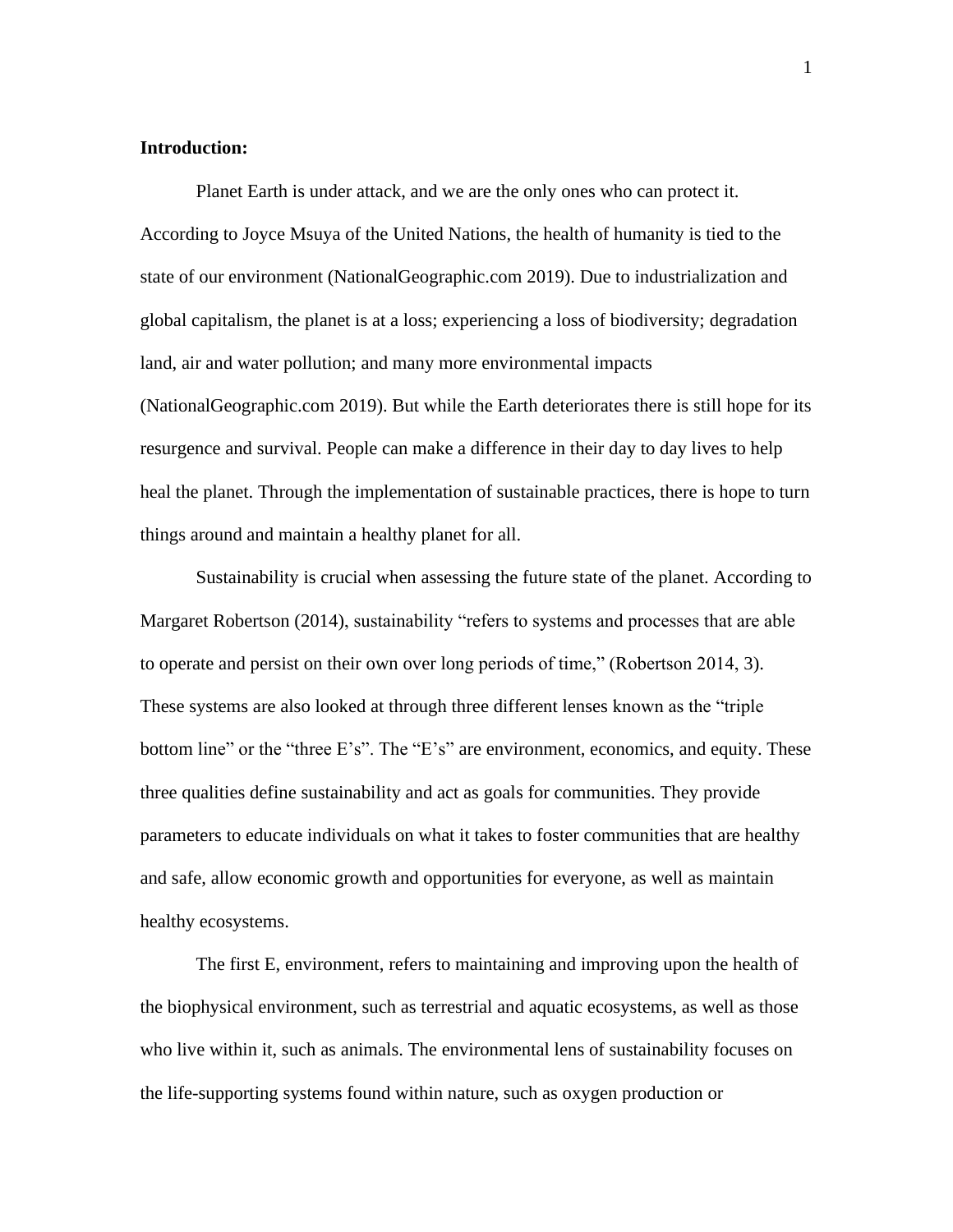**Introduction:**

Planet Earth is under attack, and we are the only ones who can protect it. According to Joyce Msuya of the United Nations, the health of humanity is tied to the state of our environment (NationalGeographic.com 2019). Due to industrialization and global capitalism, the planet is at a loss; experiencing a loss of biodiversity; degradation land, air and water pollution; and many more environmental impacts (NationalGeographic.com 2019). But while the Earth deteriorates there is still hope for its resurgence and survival. People can make a difference in their day to day lives to help heal the planet. Through the implementation of sustainable practices, there is hope to turn things around and maintain a healthy planet for all.

Sustainability is crucial when assessing the future state of the planet. According to Margaret Robertson (2014), sustainability "refers to systems and processes that are able to operate and persist on their own over long periods of time," (Robertson 2014, 3). These systems are also looked at through three different lenses known as the "triple bottom line" or the "three E's". The "E's" are environment, economics, and equity. These three qualities define sustainability and act as goals for communities. They provide parameters to educate individuals on what it takes to foster communities that are healthy and safe, allow economic growth and opportunities for everyone, as well as maintain healthy ecosystems.

The first E, environment, refers to maintaining and improving upon the health of the biophysical environment, such as terrestrial and aquatic ecosystems, as well as those who live within it, such as animals. The environmental lens of sustainability focuses on the life-supporting systems found within nature, such as oxygen production or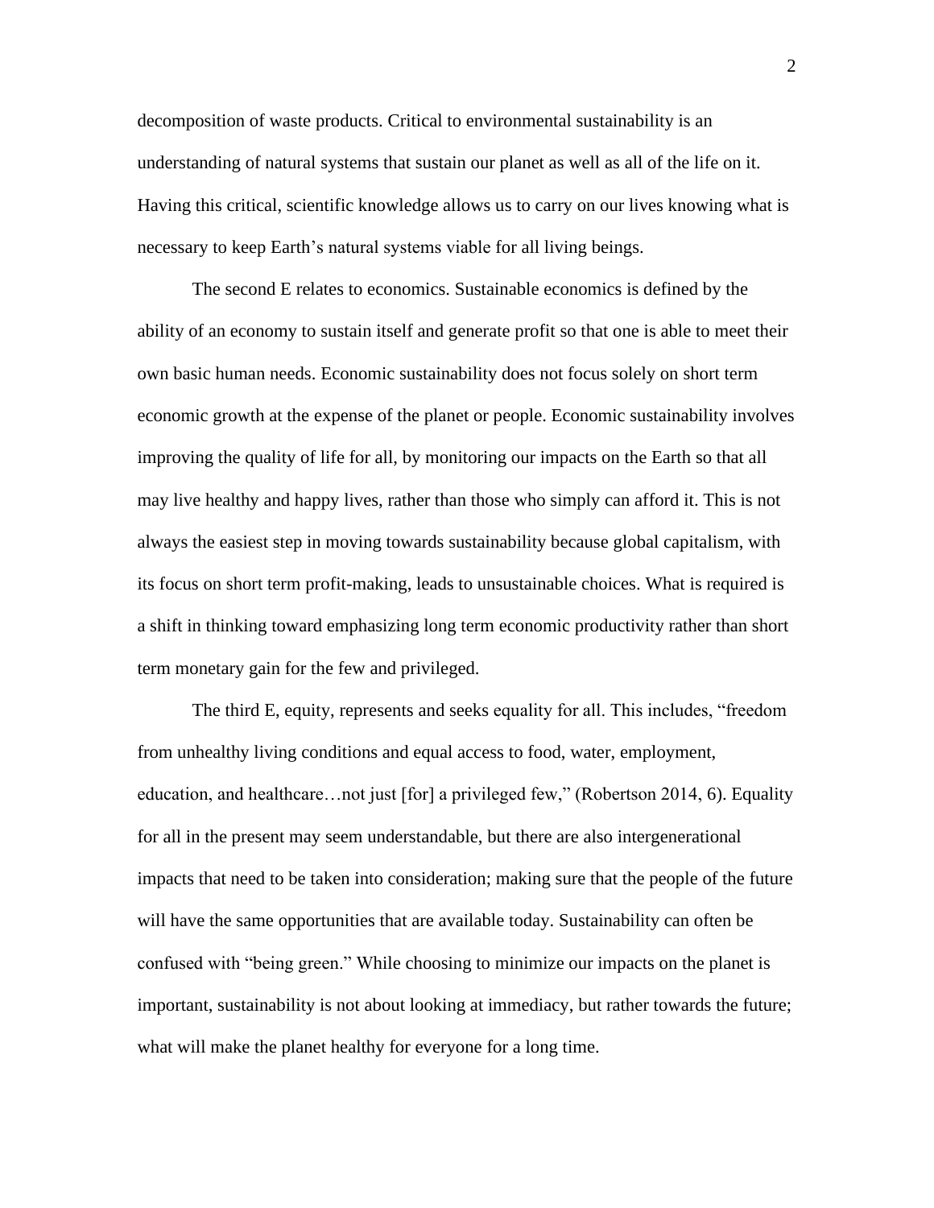decomposition of waste products. Critical to environmental sustainability is an understanding of natural systems that sustain our planet as well as all of the life on it. Having this critical, scientific knowledge allows us to carry on our lives knowing what is necessary to keep Earth's natural systems viable for all living beings.

The second E relates to economics. Sustainable economics is defined by the ability of an economy to sustain itself and generate profit so that one is able to meet their own basic human needs. Economic sustainability does not focus solely on short term economic growth at the expense of the planet or people. Economic sustainability involves improving the quality of life for all, by monitoring our impacts on the Earth so that all may live healthy and happy lives, rather than those who simply can afford it. This is not always the easiest step in moving towards sustainability because global capitalism, with its focus on short term profit-making, leads to unsustainable choices. What is required is a shift in thinking toward emphasizing long term economic productivity rather than short term monetary gain for the few and privileged.

The third E, equity, represents and seeks equality for all. This includes, "freedom from unhealthy living conditions and equal access to food, water, employment, education, and healthcare…not just [for] a privileged few," (Robertson 2014, 6). Equality for all in the present may seem understandable, but there are also intergenerational impacts that need to be taken into consideration; making sure that the people of the future will have the same opportunities that are available today. Sustainability can often be confused with "being green." While choosing to minimize our impacts on the planet is important, sustainability is not about looking at immediacy, but rather towards the future; what will make the planet healthy for everyone for a long time.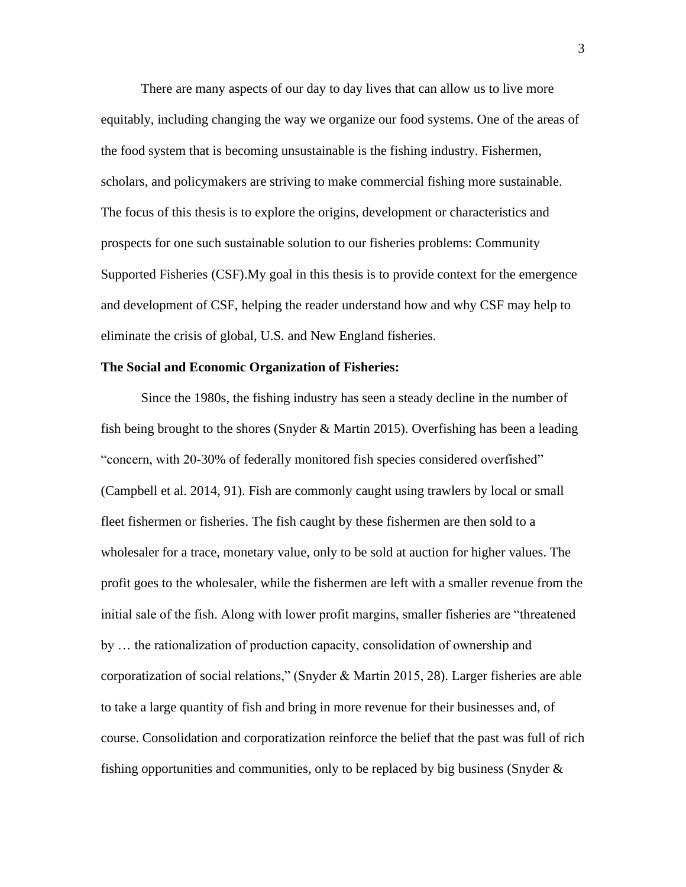There are many aspects of our day to day lives that can allow us to live more equitably, including changing the way we organize our food systems. One of the areas of the food system that is becoming unsustainable is the fishing industry. Fishermen, scholars, and policymakers are striving to make commercial fishing more sustainable. The focus of this thesis is to explore the origins, development or characteristics and prospects for one such sustainable solution to our fisheries problems: Community Supported Fisheries (CSF).My goal in this thesis is to provide context for the emergence and development of CSF, helping the reader understand how and why CSF may help to eliminate the crisis of global, U.S. and New England fisheries.

**The Social and Economic Organization of Fisheries:**

Since the 1980s, the fishing industry has seen a steady decline in the number of fish being brought to the shores (Snyder & Martin 2015). Overfishing has been a leading "concern, with 20-30% of federally monitored fish species considered overfished" (Campbell et al. 2014, 91). Fish are commonly caught using trawlers by local or small fleet fishermen or fisheries. The fish caught by these fishermen are then sold to a wholesaler for a trace, monetary value, only to be sold at auction for higher values. The profit goes to the wholesaler, while the fishermen are left with a smaller revenue from the initial sale of the fish. Along with lower profit margins, smaller fisheries are "threatened by … the rationalization of production capacity, consolidation of ownership and corporatization of social relations," (Snyder & Martin 2015, 28). Larger fisheries are able to take a large quantity of fish and bring in more revenue for their businesses and, of course. Consolidation and corporatization reinforce the belief that the past was full of rich fishing opportunities and communities, only to be replaced by big business (Snyder &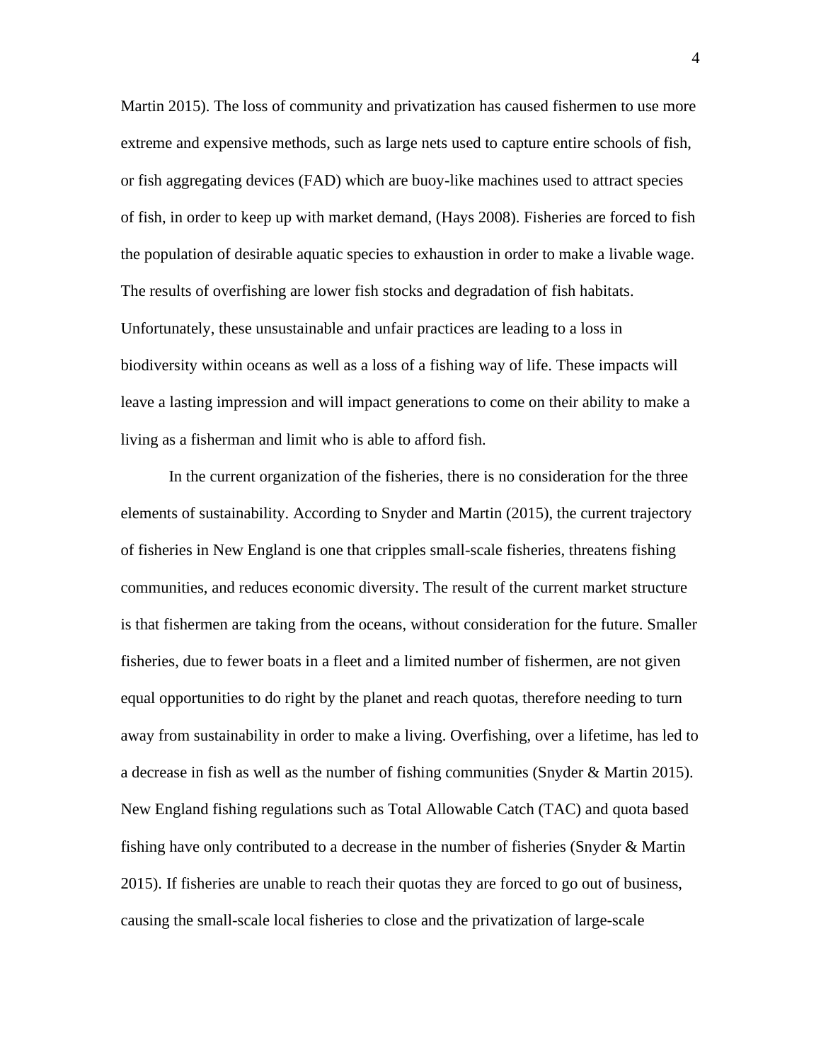Martin 2015). The loss of community and privatization has caused fishermen to use more extreme and expensive methods, such as large nets used to capture entire schools of fish, or fish aggregating devices (FAD) which are buoy-like machines used to attract species of fish, in order to keep up with market demand, (Hays 2008). Fisheries are forced to fish the population of desirable aquatic species to exhaustion in order to make a livable wage. The results of overfishing are lower fish stocks and degradation of fish habitats. Unfortunately, these unsustainable and unfair practices are leading to a loss in biodiversity within oceans as well as a loss of a fishing way of life. These impacts will leave a lasting impression and will impact generations to come on their ability to make a living as a fisherman and limit who is able to afford fish.

In the current organization of the fisheries, there is no consideration for the three elements of sustainability. According to Snyder and Martin (2015), the current trajectory of fisheries in New England is one that cripples small-scale fisheries, threatens fishing communities, and reduces economic diversity. The result of the current market structure is that fishermen are taking from the oceans, without consideration for the future. Smaller fisheries, due to fewer boats in a fleet and a limited number of fishermen, are not given equal opportunities to do right by the planet and reach quotas, therefore needing to turn away from sustainability in order to make a living. Overfishing, over a lifetime, has led to a decrease in fish as well as the number of fishing communities (Snyder & Martin 2015). New England fishing regulations such as Total Allowable Catch (TAC) and quota based fishing have only contributed to a decrease in the number of fisheries (Snyder & Martin 2015). If fisheries are unable to reach their quotas they are forced to go out of business, causing the small-scale local fisheries to close and the privatization of large-scale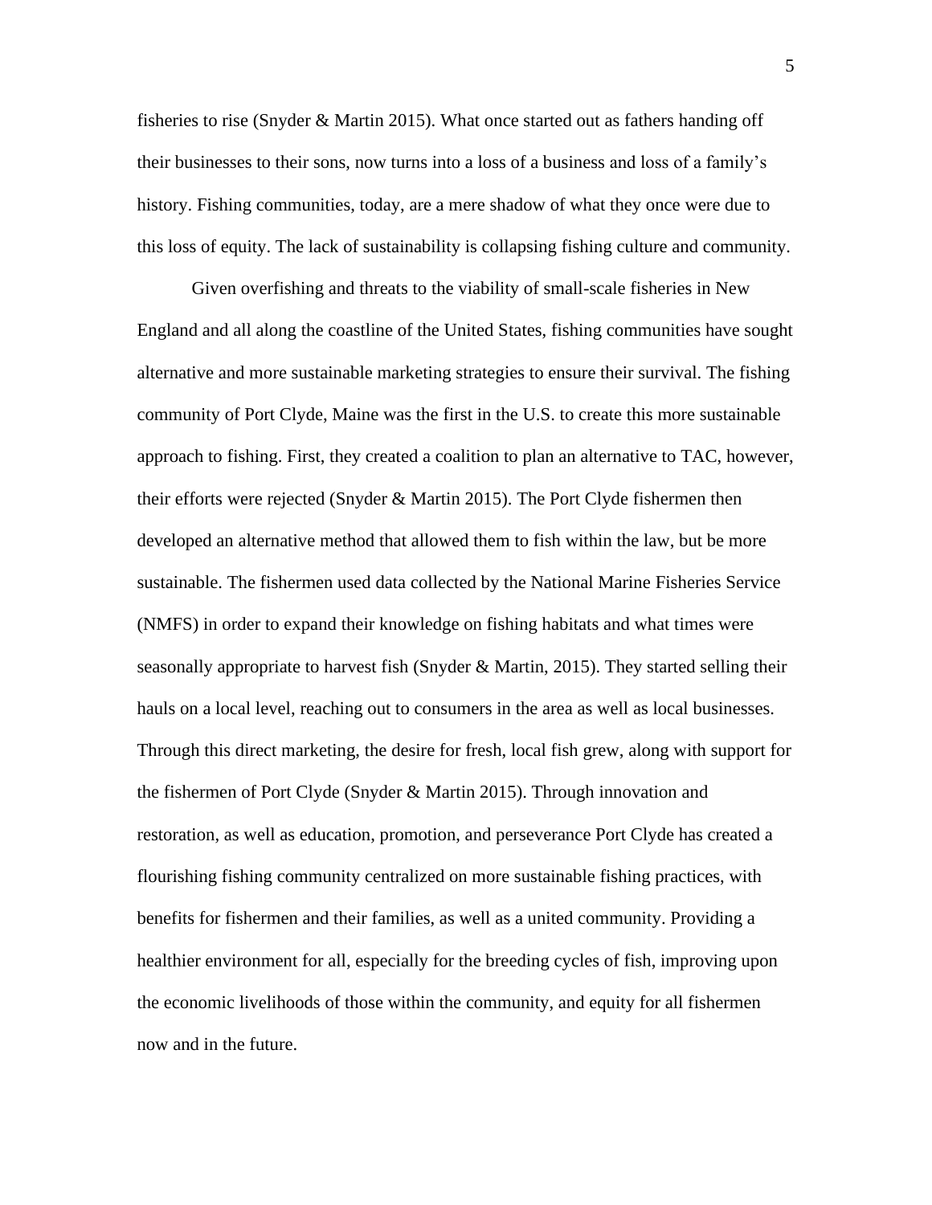fisheries to rise (Snyder & Martin 2015). What once started out as fathers handing off their businesses to their sons, now turns into a loss of a business and loss of a family's history. Fishing communities, today, are a mere shadow of what they once were due to this loss of equity. The lack of sustainability is collapsing fishing culture and community.

Given overfishing and threats to the viability of small-scale fisheries in New England and all along the coastline of the United States, fishing communities have sought alternative and more sustainable marketing strategies to ensure their survival. The fishing community of Port Clyde, Maine was the first in the U.S. to create this more sustainable approach to fishing. First, they created a coalition to plan an alternative to TAC, however, their efforts were rejected (Snyder & Martin 2015). The Port Clyde fishermen then developed an alternative method that allowed them to fish within the law, but be more sustainable. The fishermen used data collected by the National Marine Fisheries Service (NMFS) in order to expand their knowledge on fishing habitats and what times were seasonally appropriate to harvest fish (Snyder & Martin, 2015). They started selling their hauls on a local level, reaching out to consumers in the area as well as local businesses. Through this direct marketing, the desire for fresh, local fish grew, along with support for the fishermen of Port Clyde (Snyder & Martin 2015). Through innovation and restoration, as well as education, promotion, and perseverance Port Clyde has created a flourishing fishing community centralized on more sustainable fishing practices, with benefits for fishermen and their families, as well as a united community. Providing a healthier environment for all, especially for the breeding cycles of fish, improving upon the economic livelihoods of those within the community, and equity for all fishermen now and in the future.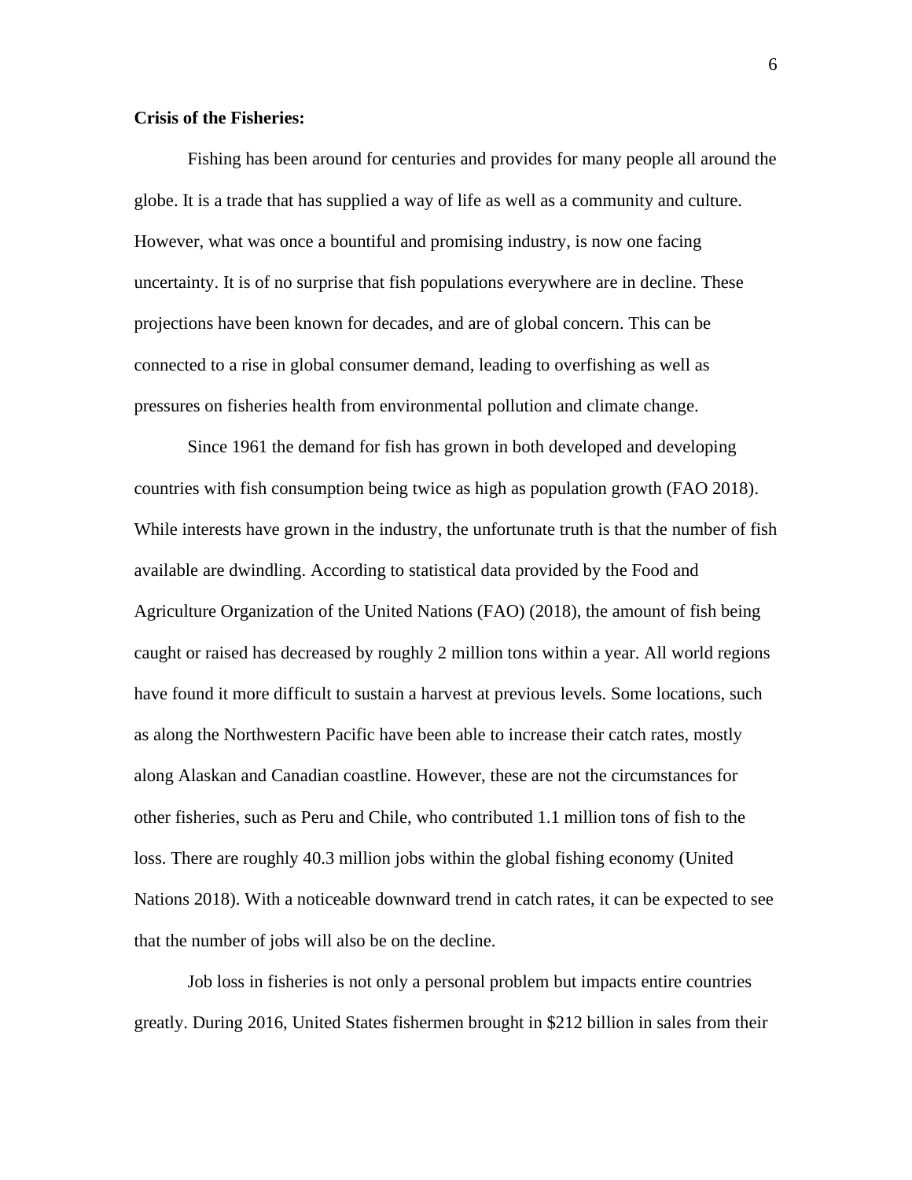**Crisis of the Fisheries:**

Fishing has been around for centuries and provides for many people all around the globe. It is a trade that has supplied a way of life as well as a community and culture. However, what was once a bountiful and promising industry, is now one facing uncertainty. It is of no surprise that fish populations everywhere are in decline. These projections have been known for decades, and are of global concern. This can be connected to a rise in global consumer demand, leading to overfishing as well as pressures on fisheries health from environmental pollution and climate change.

Since 1961 the demand for fish has grown in both developed and developing countries with fish consumption being twice as high as population growth (FAO 2018). While interests have grown in the industry, the unfortunate truth is that the number of fish available are dwindling. According to statistical data provided by the Food and Agriculture Organization of the United Nations (FAO) (2018), the amount of fish being caught or raised has decreased by roughly 2 million tons within a year. All world regions have found it more difficult to sustain a harvest at previous levels. Some locations, such as along the Northwestern Pacific have been able to increase their catch rates, mostly along Alaskan and Canadian coastline. However, these are not the circumstances for other fisheries, such as Peru and Chile, who contributed 1.1 million tons of fish to the loss. There are roughly 40.3 million jobs within the global fishing economy (United Nations 2018). With a noticeable downward trend in catch rates, it can be expected to see that the number of jobs will also be on the decline.

Job loss in fisheries is not only a personal problem but impacts entire countries greatly. During 2016, United States fishermen brought in $212 billion in sales from their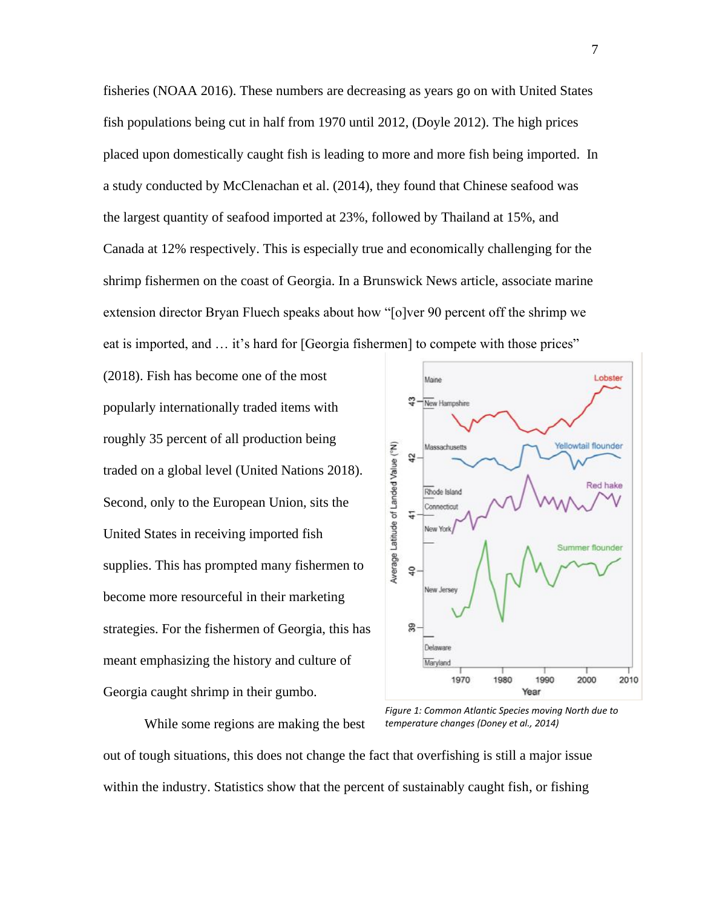fisheries (NOAA 2016). These numbers are decreasing as years go on with United States fish populations being cut in half from 1970 until 2012, (Doyle 2012). The high prices placed upon domestically caught fish is leading to more and more fish being imported. In a study conducted by McClenachan et al. (2014), they found that Chinese seafood was the largest quantity of seafood imported at 23%, followed by Thailand at 15%, and Canada at 12% respectively. This is especially true and economically challenging for the shrimp fishermen on the coast of Georgia. In a Brunswick News article, associate marine extension director Bryan Fluech speaks about how "[o]ver 90 percent off the shrimp we eat is imported, and … it's hard for [Georgia fishermen] to compete with those prices" (2018). Fish has become one of the most popularly internationally traded items with roughly 35 percent of all production being traded on a global level (United Nations 2018). Second, only to the European Union, sits the United States in receiving imported fish supplies. This has prompted many fishermen to become more resourceful in their marketing strategies. For the fishermen of Georgia, this has meant emphasizing the history and culture of Georgia caught shrimp in their gumbo.

*Figure 1: Common Atlantic Species moving North due to temperature changes (Doney et al., 2014)*

While some regions are making the best out of tough situations, this does not change the fact that overfishing is still a major issue within the industry. Statistics show that the percent of sustainably caught fish, or fishing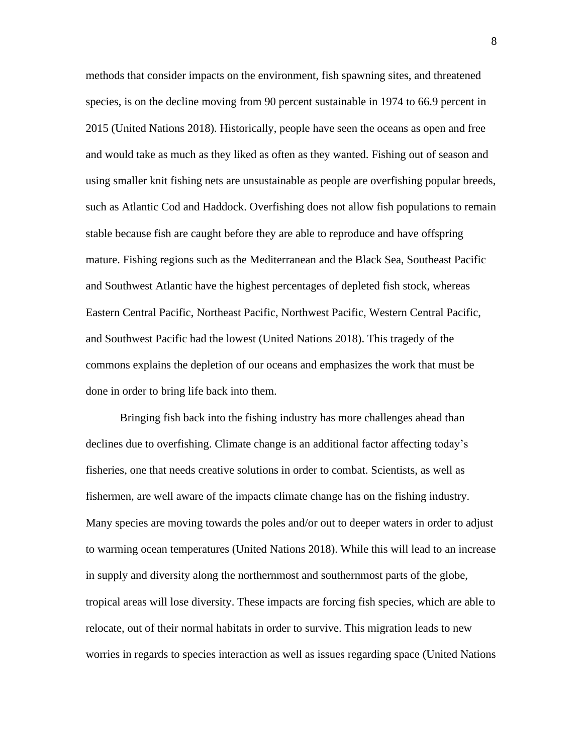methods that consider impacts on the environment, fish spawning sites, and threatened species, is on the decline moving from 90 percent sustainable in 1974 to 66.9 percent in 2015 (United Nations 2018). Historically, people have seen the oceans as open and free and would take as much as they liked as often as they wanted. Fishing out of season and using smaller knit fishing nets are unsustainable as people are overfishing popular breeds, such as Atlantic Cod and Haddock. Overfishing does not allow fish populations to remain stable because fish are caught before they are able to reproduce and have offspring mature. Fishing regions such as the Mediterranean and the Black Sea, Southeast Pacific and Southwest Atlantic have the highest percentages of depleted fish stock, whereas Eastern Central Pacific, Northeast Pacific, Northwest Pacific, Western Central Pacific, and Southwest Pacific had the lowest (United Nations 2018). This tragedy of the commons explains the depletion of our oceans and emphasizes the work that must be done in order to bring life back into them.

Bringing fish back into the fishing industry has more challenges ahead than declines due to overfishing. Climate change is an additional factor affecting today's fisheries, one that needs creative solutions in order to combat. Scientists, as well as fishermen, are well aware of the impacts climate change has on the fishing industry. Many species are moving towards the poles and/or out to deeper waters in order to adjust to warming ocean temperatures (United Nations 2018). While this will lead to an increase in supply and diversity along the northernmost and southernmost parts of the globe, tropical areas will lose diversity. These impacts are forcing fish species, which are able to relocate, out of their normal habitats in order to survive. This migration leads to new worries in regards to species interaction as well as issues regarding space (United Nations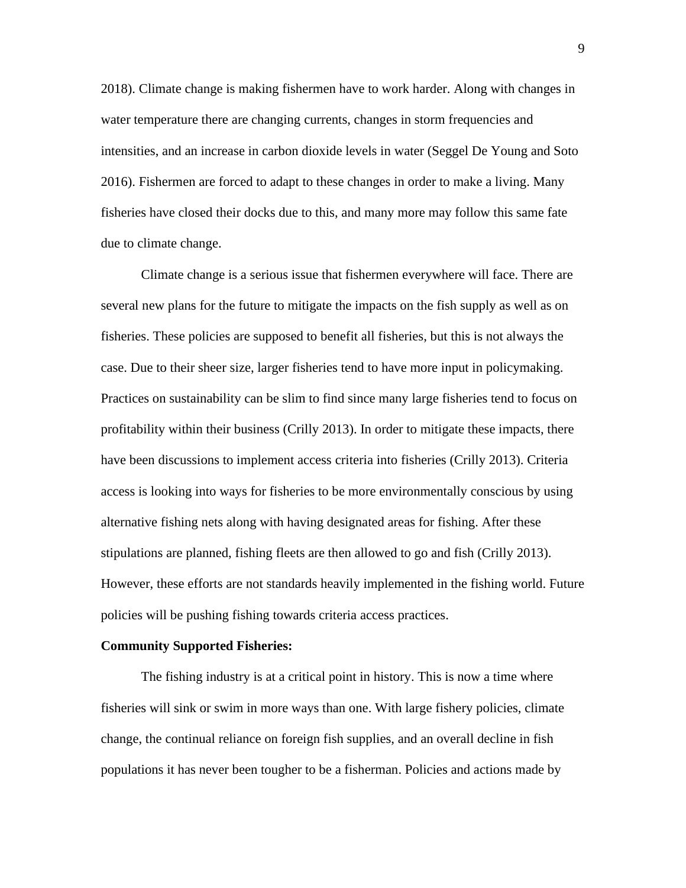2018). Climate change is making fishermen have to work harder. Along with changes in water temperature there are changing currents, changes in storm frequencies and intensities, and an increase in carbon dioxide levels in water (Seggel De Young and Soto 2016). Fishermen are forced to adapt to these changes in order to make a living. Many fisheries have closed their docks due to this, and many more may follow this same fate due to climate change.

Climate change is a serious issue that fishermen everywhere will face. There are several new plans for the future to mitigate the impacts on the fish supply as well as on fisheries. These policies are supposed to benefit all fisheries, but this is not always the case. Due to their sheer size, larger fisheries tend to have more input in policymaking. Practices on sustainability can be slim to find since many large fisheries tend to focus on profitability within their business (Crilly 2013). In order to mitigate these impacts, there have been discussions to implement access criteria into fisheries (Crilly 2013). Criteria access is looking into ways for fisheries to be more environmentally conscious by using alternative fishing nets along with having designated areas for fishing. After these stipulations are planned, fishing fleets are then allowed to go and fish (Crilly 2013). However, these efforts are not standards heavily implemented in the fishing world. Future policies will be pushing fishing towards criteria access practices.

**Community Supported Fisheries:**

The fishing industry is at a critical point in history. This is now a time where fisheries will sink or swim in more ways than one. With large fishery policies, climate change, the continual reliance on foreign fish supplies, and an overall decline in fish populations it has never been tougher to be a fisherman. Policies and actions made by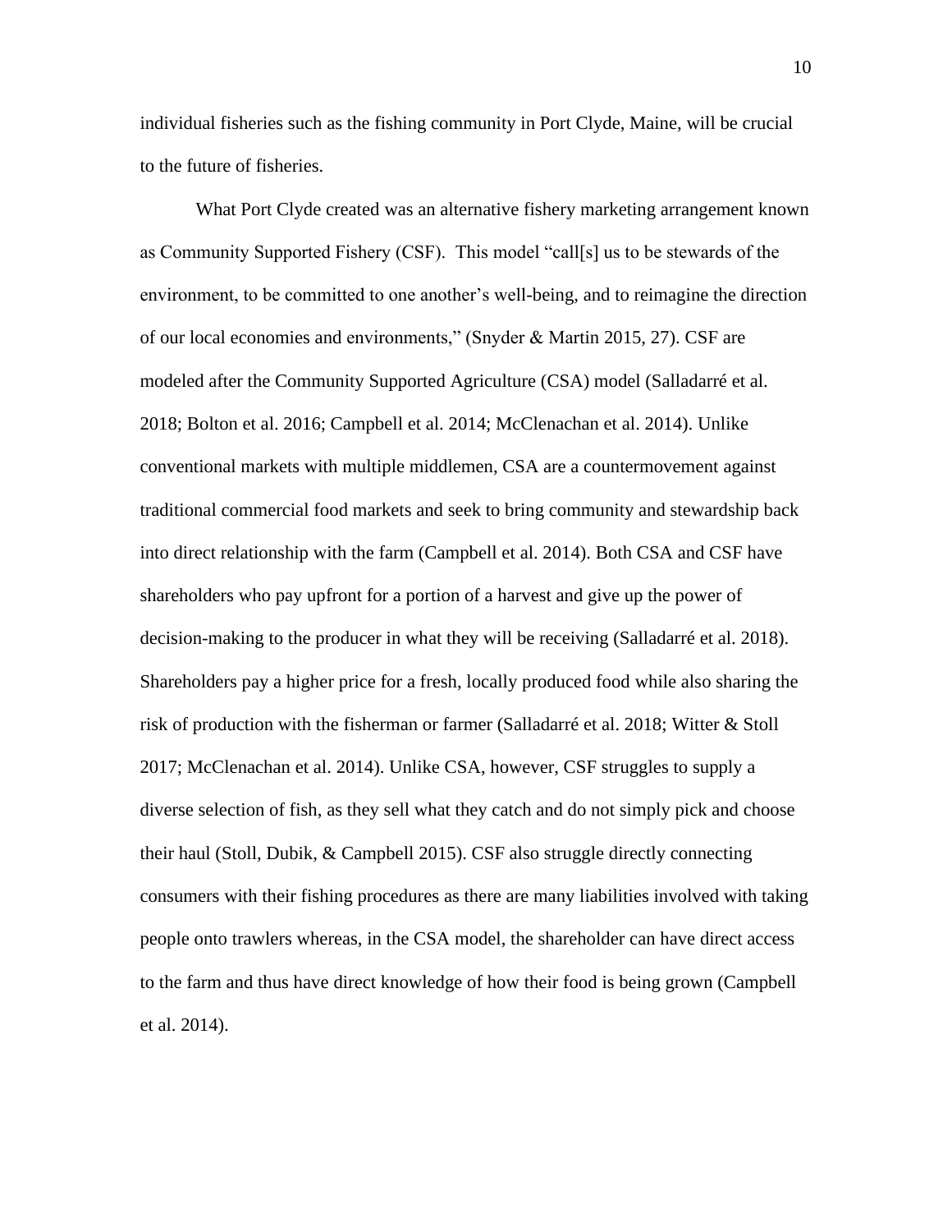individual fisheries such as the fishing community in Port Clyde, Maine, will be crucial to the future of fisheries.

What Port Clyde created was an alternative fishery marketing arrangement known as Community Supported Fishery (CSF). This model "call[s] us to be stewards of the environment, to be committed to one another's well-being, and to reimagine the direction of our local economies and environments," (Snyder & Martin 2015, 27). CSF are modeled after the Community Supported Agriculture (CSA) model (Salladarré et al. 2018; Bolton et al. 2016; Campbell et al. 2014; McClenachan et al. 2014). Unlike conventional markets with multiple middlemen, CSA are a countermovement against traditional commercial food markets and seek to bring community and stewardship back into direct relationship with the farm (Campbell et al. 2014). Both CSA and CSF have shareholders who pay upfront for a portion of a harvest and give up the power of decision-making to the producer in what they will be receiving (Salladarré et al. 2018). Shareholders pay a higher price for a fresh, locally produced food while also sharing the risk of production with the fisherman or farmer (Salladarré et al. 2018; Witter & Stoll 2017; McClenachan et al. 2014). Unlike CSA, however, CSF struggles to supply a diverse selection of fish, as they sell what they catch and do not simply pick and choose their haul (Stoll, Dubik, & Campbell 2015). CSF also struggle directly connecting consumers with their fishing procedures as there are many liabilities involved with taking people onto trawlers whereas, in the CSA model, the shareholder can have direct access to the farm and thus have direct knowledge of how their food is being grown (Campbell et al. 2014).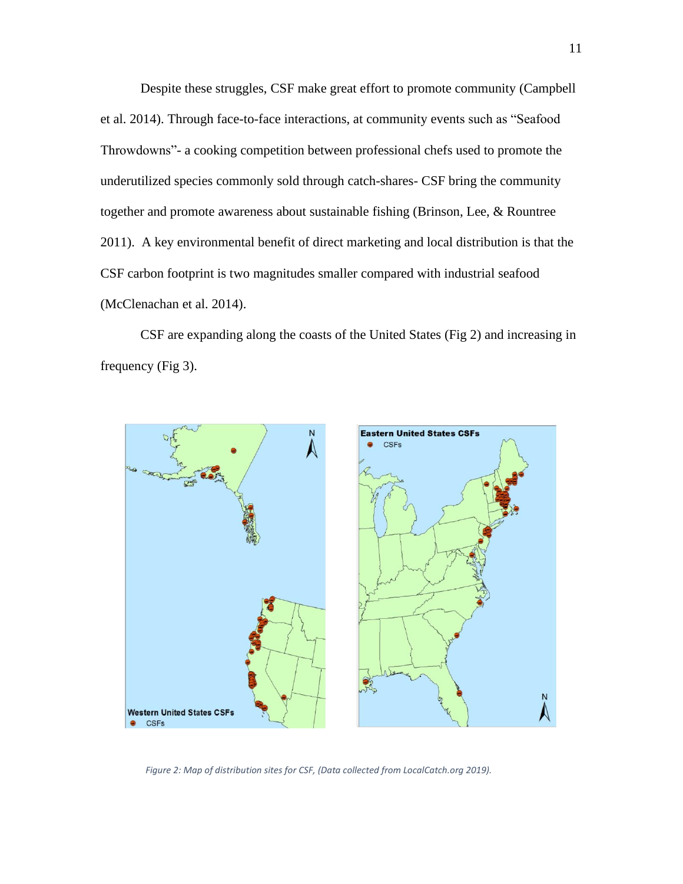Despite these struggles, CSF make great effort to promote community (Campbell et al. 2014). Through face-to-face interactions, at community events such as "Seafood Throwdowns"- a cooking competition between professional chefs used to promote the underutilized species commonly sold through catch-shares- CSF bring the community together and promote awareness about sustainable fishing (Brinson, Lee, & Rountree 2011). A key environmental benefit of direct marketing and local distribution is that the CSF carbon footprint is two magnitudes smaller compared with industrial seafood (McClenachan et al. 2014).

CSF are expanding along the coasts of the United States (Fig 2) and increasing in frequency (Fig 3).

*Figure 2: Map of distribution sites for CSF, (Data collected from LocalCatch.org 2019).*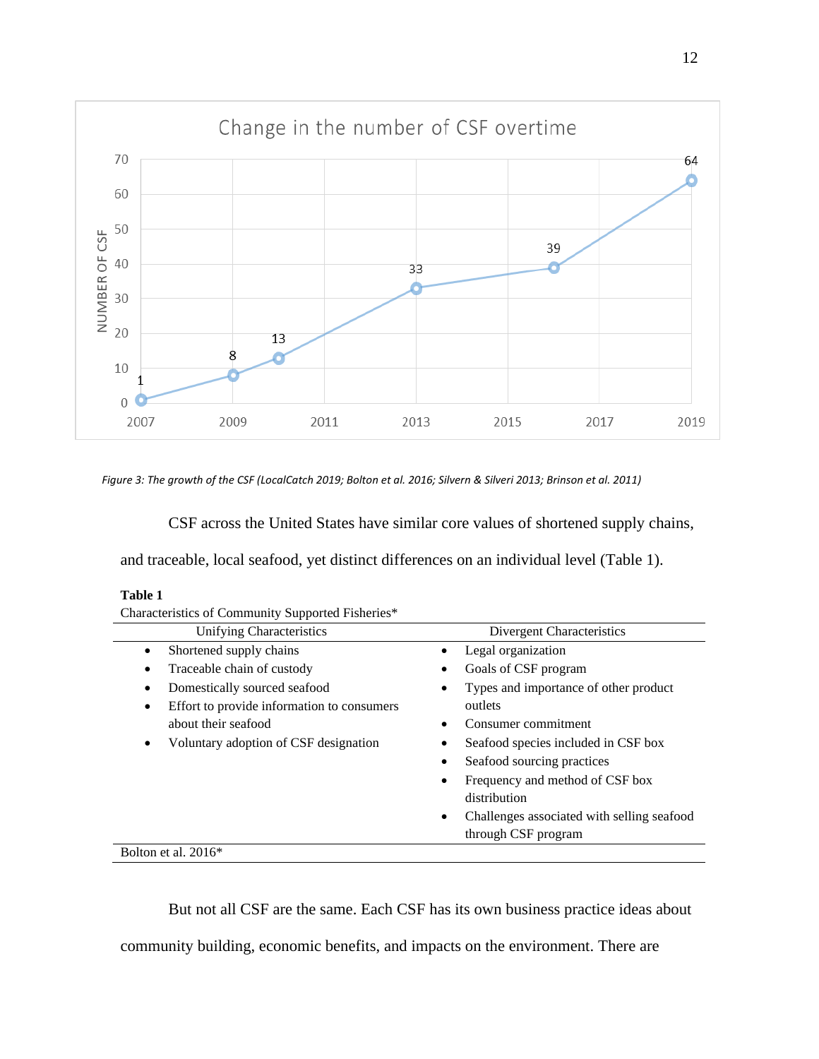*Figure 3: The growth of the CSF (LocalCatch 2019; Bolton et al. 2016; Silvern & Silveri 2013; Brinson et al. 2011)*

CSF across the United States have similar core values of shortened supply chains, and traceable, local seafood, yet distinct differences on an individual level (Table 1).

**Table 1**

Characteristics of Community Supported Fisheries*

| Unifying Characteristics | Divergent Characteristics |
| --- | --- |
| • Shortened supply chains<br>• Traceable chain of custody<br>• Domestically sourced seafood<br>• Effort to provide information to consumers about their seafood<br>• Voluntary adoption of CSF designation | • Legal organization<br>• Goals of CSF program<br>• Types and importance of other product outlets<br>• Consumer commitment<br>• Seafood species included in CSF box<br>• Seafood sourcing practices<br>• Frequency and method of CSF box distribution<br>• Challenges associated with selling seafood through CSF program |

Bolton et al. 2016*

But not all CSF are the same. Each CSF has its own business practice ideas about community building, economic benefits, and impacts on the environment. There are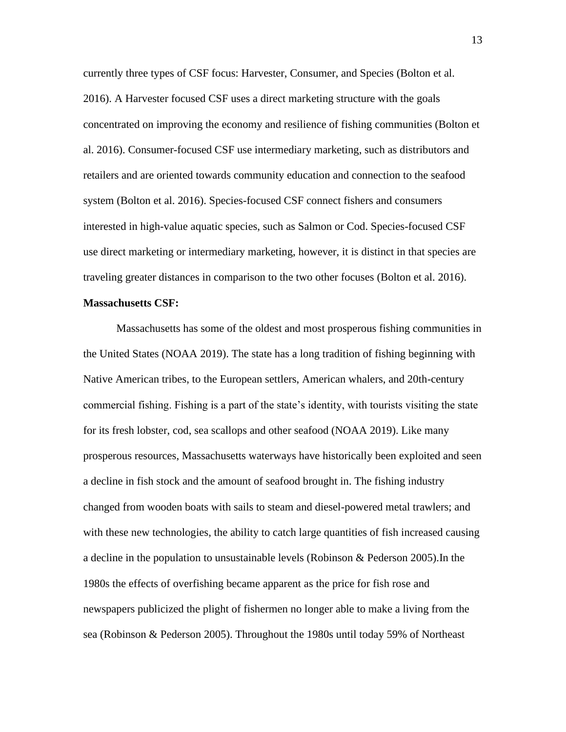currently three types of CSF focus: Harvester, Consumer, and Species (Bolton et al. 2016). A Harvester focused CSF uses a direct marketing structure with the goals concentrated on improving the economy and resilience of fishing communities (Bolton et al. 2016). Consumer-focused CSF use intermediary marketing, such as distributors and retailers and are oriented towards community education and connection to the seafood system (Bolton et al. 2016). Species-focused CSF connect fishers and consumers interested in high-value aquatic species, such as Salmon or Cod. Species-focused CSF use direct marketing or intermediary marketing, however, it is distinct in that species are traveling greater distances in comparison to the two other focuses (Bolton et al. 2016).

**Massachusetts CSF:**

Massachusetts has some of the oldest and most prosperous fishing communities in the United States (NOAA 2019). The state has a long tradition of fishing beginning with Native American tribes, to the European settlers, American whalers, and 20th-century commercial fishing. Fishing is a part of the state's identity, with tourists visiting the state for its fresh lobster, cod, sea scallops and other seafood (NOAA 2019). Like many prosperous resources, Massachusetts waterways have historically been exploited and seen a decline in fish stock and the amount of seafood brought in. The fishing industry changed from wooden boats with sails to steam and diesel-powered metal trawlers; and with these new technologies, the ability to catch large quantities of fish increased causing a decline in the population to unsustainable levels (Robinson & Pederson 2005).In the 1980s the effects of overfishing became apparent as the price for fish rose and newspapers publicized the plight of fishermen no longer able to make a living from the sea (Robinson & Pederson 2005). Throughout the 1980s until today 59% of Northeast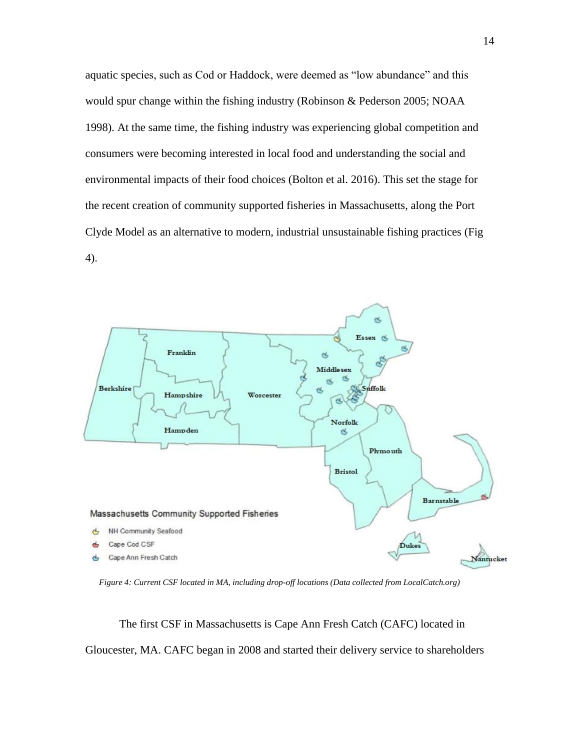aquatic species, such as Cod or Haddock, were deemed as "low abundance" and this would spur change within the fishing industry (Robinson & Pederson 2005; NOAA 1998). At the same time, the fishing industry was experiencing global competition and consumers were becoming interested in local food and understanding the social and environmental impacts of their food choices (Bolton et al. 2016). This set the stage for the recent creation of community supported fisheries in Massachusetts, along the Port Clyde Model as an alternative to modern, industrial unsustainable fishing practices (Fig 4).

*Figure 4: Current CSF located in MA, including drop-off locations (Data collected from LocalCatch.org)*

The first CSF in Massachusetts is Cape Ann Fresh Catch (CAFC) located in Gloucester, MA. CAFC began in 2008 and started their delivery service to shareholders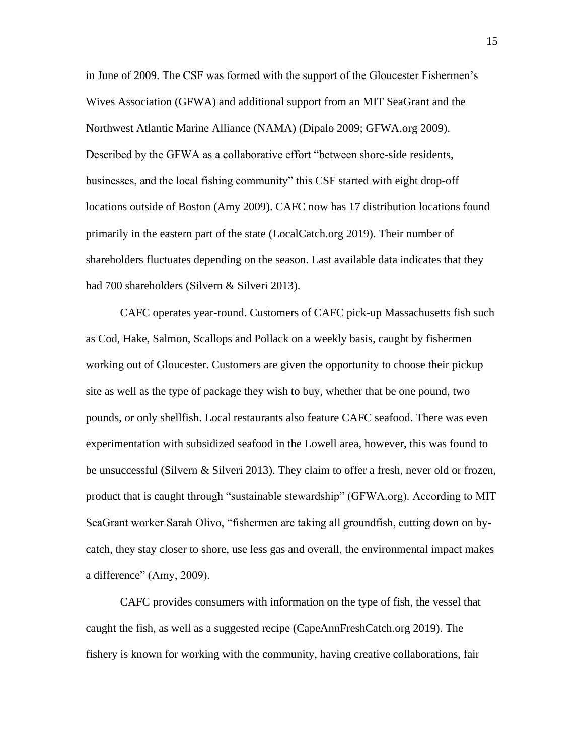in June of 2009. The CSF was formed with the support of the Gloucester Fishermen's Wives Association (GFWA) and additional support from an MIT SeaGrant and the Northwest Atlantic Marine Alliance (NAMA) (Dipalo 2009; GFWA.org 2009). Described by the GFWA as a collaborative effort "between shore-side residents, businesses, and the local fishing community" this CSF started with eight drop-off locations outside of Boston (Amy 2009). CAFC now has 17 distribution locations found primarily in the eastern part of the state (LocalCatch.org 2019). Their number of shareholders fluctuates depending on the season. Last available data indicates that they had 700 shareholders (Silvern & Silveri 2013).

CAFC operates year-round. Customers of CAFC pick-up Massachusetts fish such as Cod, Hake, Salmon, Scallops and Pollack on a weekly basis, caught by fishermen working out of Gloucester. Customers are given the opportunity to choose their pickup site as well as the type of package they wish to buy, whether that be one pound, two pounds, or only shellfish. Local restaurants also feature CAFC seafood. There was even experimentation with subsidized seafood in the Lowell area, however, this was found to be unsuccessful (Silvern & Silveri 2013). They claim to offer a fresh, never old or frozen, product that is caught through "sustainable stewardship" (GFWA.org). According to MIT SeaGrant worker Sarah Olivo, "fishermen are taking all groundfish, cutting down on by-catch, they stay closer to shore, use less gas and overall, the environmental impact makes a difference" (Amy, 2009).

CAFC provides consumers with information on the type of fish, the vessel that caught the fish, as well as a suggested recipe (CapeAnnFreshCatch.org 2019). The fishery is known for working with the community, having creative collaborations, fair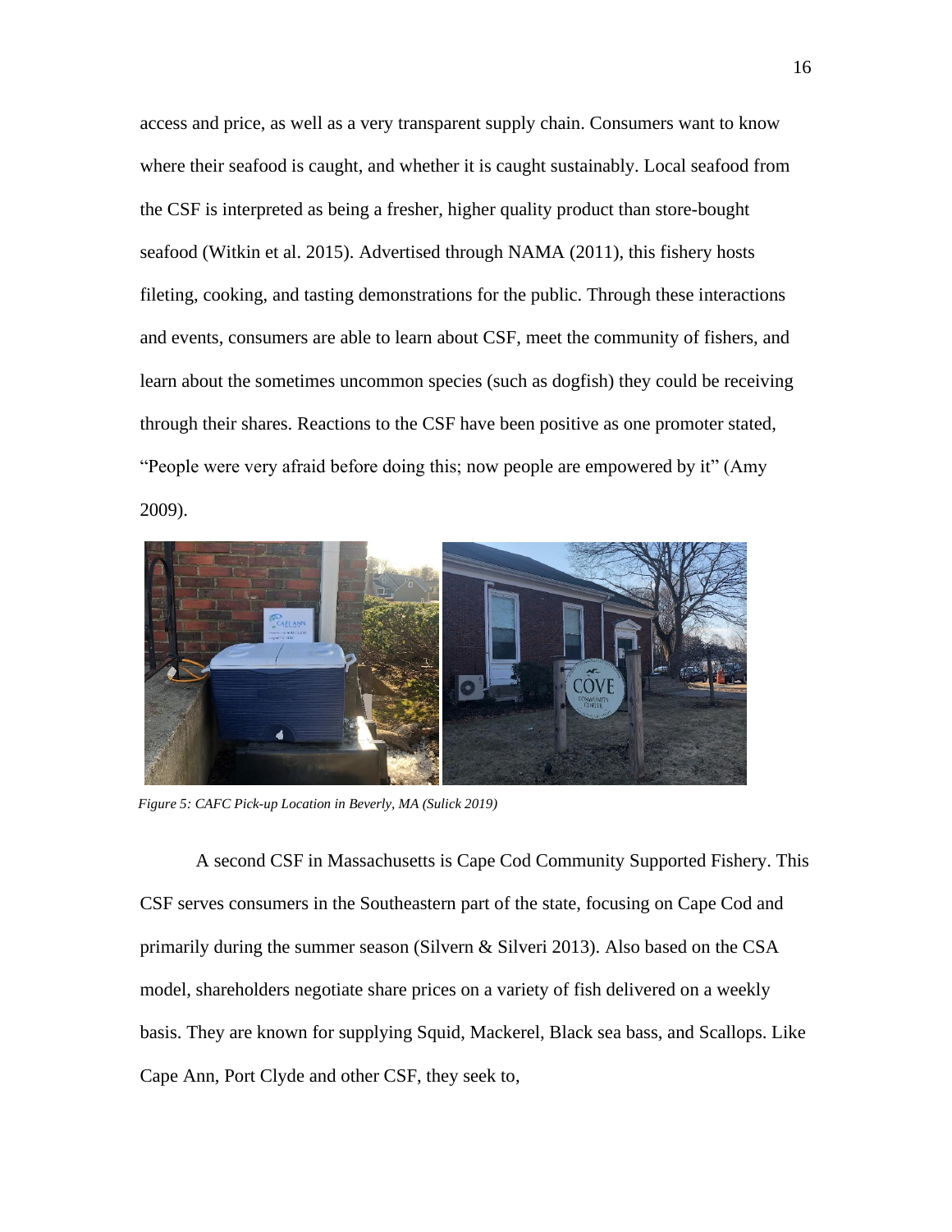access and price, as well as a very transparent supply chain. Consumers want to know where their seafood is caught, and whether it is caught sustainably. Local seafood from the CSF is interpreted as being a fresher, higher quality product than store-bought seafood (Witkin et al. 2015). Advertised through NAMA (2011), this fishery hosts fileting, cooking, and tasting demonstrations for the public. Through these interactions and events, consumers are able to learn about CSF, meet the community of fishers, and learn about the sometimes uncommon species (such as dogfish) they could be receiving through their shares. Reactions to the CSF have been positive as one promoter stated, "People were very afraid before doing this; now people are empowered by it" (Amy 2009).

*Figure 5: CAFC Pick-up Location in Beverly, MA (Sulick 2019)*

A second CSF in Massachusetts is Cape Cod Community Supported Fishery. This CSF serves consumers in the Southeastern part of the state, focusing on Cape Cod and primarily during the summer season (Silvern & Silveri 2013). Also based on the CSA model, shareholders negotiate share prices on a variety of fish delivered on a weekly basis. They are known for supplying Squid, Mackerel, Black sea bass, and Scallops. Like Cape Ann, Port Clyde and other CSF, they seek to,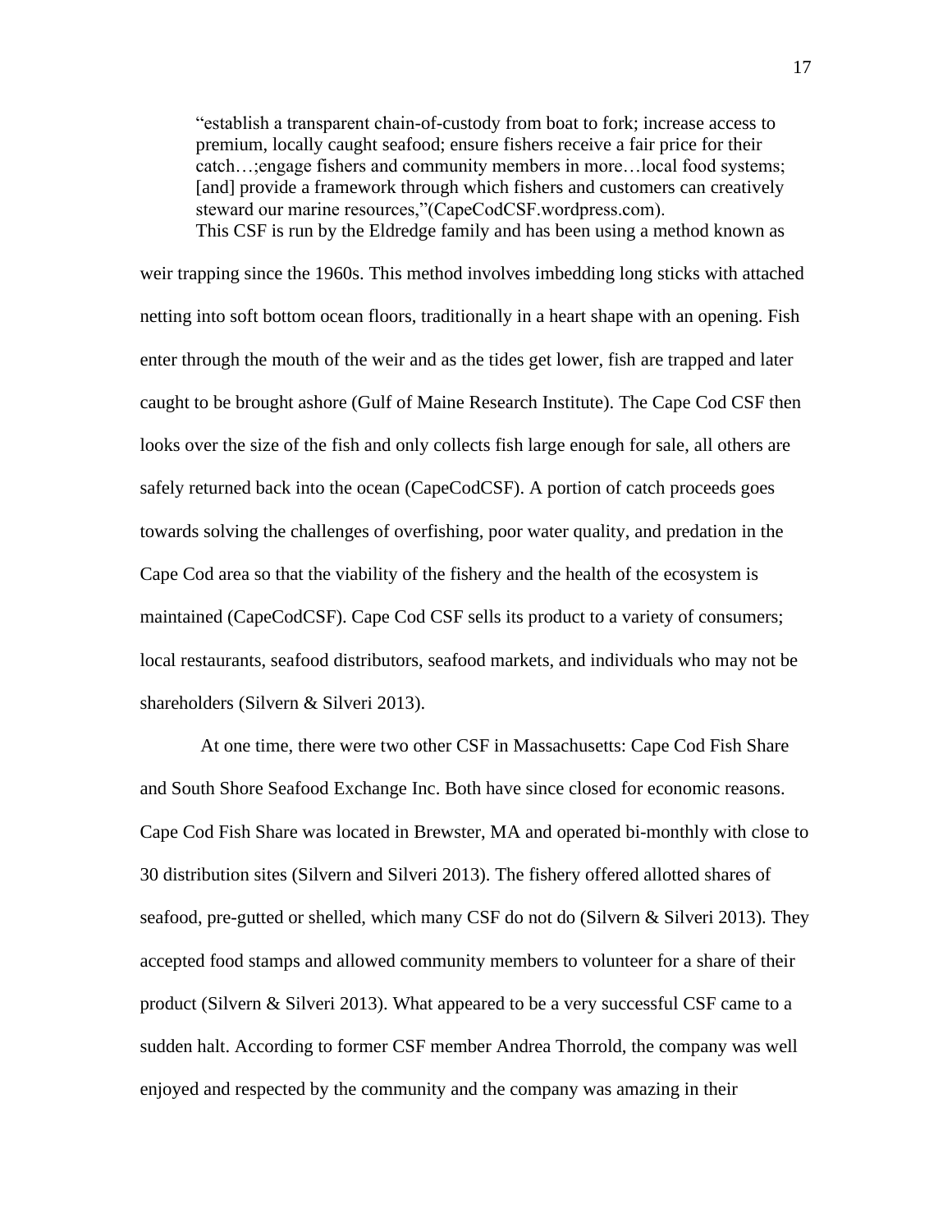> "establish a transparent chain-of-custody from boat to fork; increase access to premium, locally caught seafood; ensure fishers receive a fair price for their catch…;engage fishers and community members in more…local food systems; [and] provide a framework through which fishers and customers can creatively steward our marine resources,"(CapeCodCSF.wordpress.com).

This CSF is run by the Eldredge family and has been using a method known as weir trapping since the 1960s. This method involves imbedding long sticks with attached netting into soft bottom ocean floors, traditionally in a heart shape with an opening. Fish enter through the mouth of the weir and as the tides get lower, fish are trapped and later caught to be brought ashore (Gulf of Maine Research Institute). The Cape Cod CSF then looks over the size of the fish and only collects fish large enough for sale, all others are safely returned back into the ocean (CapeCodCSF). A portion of catch proceeds goes towards solving the challenges of overfishing, poor water quality, and predation in the Cape Cod area so that the viability of the fishery and the health of the ecosystem is maintained (CapeCodCSF). Cape Cod CSF sells its product to a variety of consumers; local restaurants, seafood distributors, seafood markets, and individuals who may not be shareholders (Silvern & Silveri 2013).

At one time, there were two other CSF in Massachusetts: Cape Cod Fish Share and South Shore Seafood Exchange Inc. Both have since closed for economic reasons. Cape Cod Fish Share was located in Brewster, MA and operated bi-monthly with close to 30 distribution sites (Silvern and Silveri 2013). The fishery offered allotted shares of seafood, pre-gutted or shelled, which many CSF do not do (Silvern & Silveri 2013). They accepted food stamps and allowed community members to volunteer for a share of their product (Silvern & Silveri 2013). What appeared to be a very successful CSF came to a sudden halt. According to former CSF member Andrea Thorrold, the company was well enjoyed and respected by the community and the company was amazing in their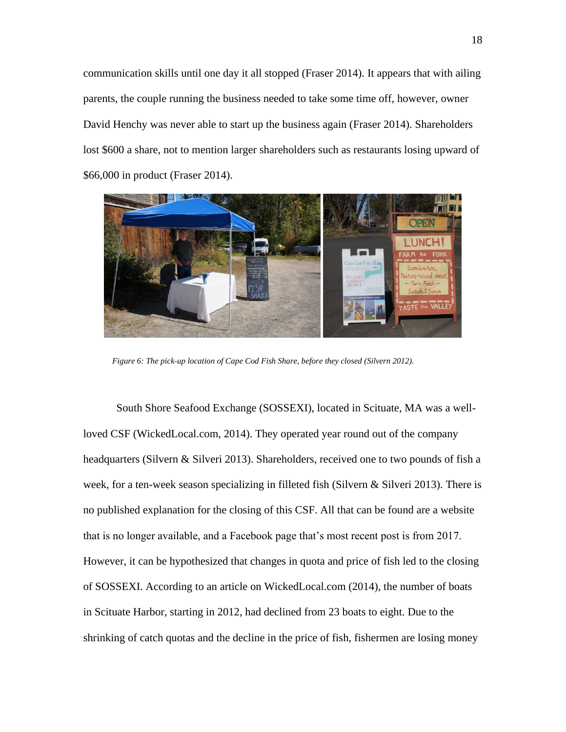communication skills until one day it all stopped (Fraser 2014). It appears that with ailing parents, the couple running the business needed to take some time off, however, owner David Henchy was never able to start up the business again (Fraser 2014). Shareholders lost $600 a share, not to mention larger shareholders such as restaurants losing upward of $66,000 in product (Fraser 2014).

*Figure 6: The pick-up location of Cape Cod Fish Share, before they closed (Silvern 2012).*

South Shore Seafood Exchange (SOSSEXI), located in Scituate, MA was a well-loved CSF (WickedLocal.com, 2014). They operated year round out of the company headquarters (Silvern & Silveri 2013). Shareholders, received one to two pounds of fish a week, for a ten-week season specializing in filleted fish (Silvern & Silveri 2013). There is no published explanation for the closing of this CSF. All that can be found are a website that is no longer available, and a Facebook page that's most recent post is from 2017. However, it can be hypothesized that changes in quota and price of fish led to the closing of SOSSEXI. According to an article on WickedLocal.com (2014), the number of boats in Scituate Harbor, starting in 2012, had declined from 23 boats to eight. Due to the shrinking of catch quotas and the decline in the price of fish, fishermen are losing money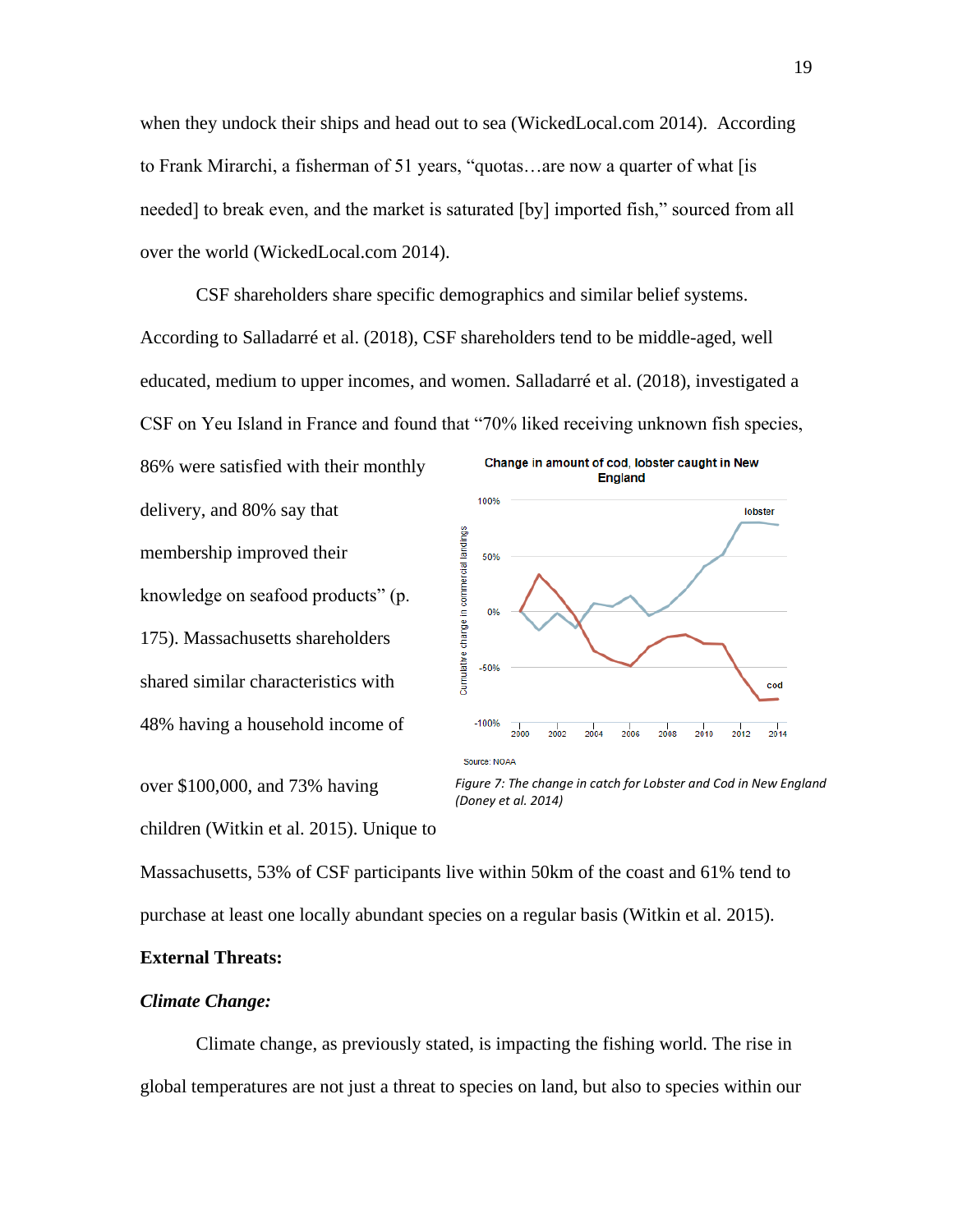when they undock their ships and head out to sea (WickedLocal.com 2014). According to Frank Mirarchi, a fisherman of 51 years, "quotas…are now a quarter of what [is needed] to break even, and the market is saturated [by] imported fish," sourced from all over the world (WickedLocal.com 2014).

CSF shareholders share specific demographics and similar belief systems. According to Salladarré et al. (2018), CSF shareholders tend to be middle-aged, well educated, medium to upper incomes, and women. Salladarré et al. (2018), investigated a CSF on Yeu Island in France and found that "70% liked receiving unknown fish species, 86% were satisfied with their monthly delivery, and 80% say that membership improved their knowledge on seafood products" (p. 175). Massachusetts shareholders shared similar characteristics with 48% having a household income of over $100,000, and 73% having children (Witkin et al. 2015). Unique to Massachusetts, 53% of CSF participants live within 50km of the coast and 61% tend to purchase at least one locally abundant species on a regular basis (Witkin et al. 2015).

*Figure 7: The change in catch for Lobster and Cod in New England (Doney et al. 2014)*

**External Threats:**

***Climate Change:***

Climate change, as previously stated, is impacting the fishing world. The rise in global temperatures are not just a threat to species on land, but also to species within our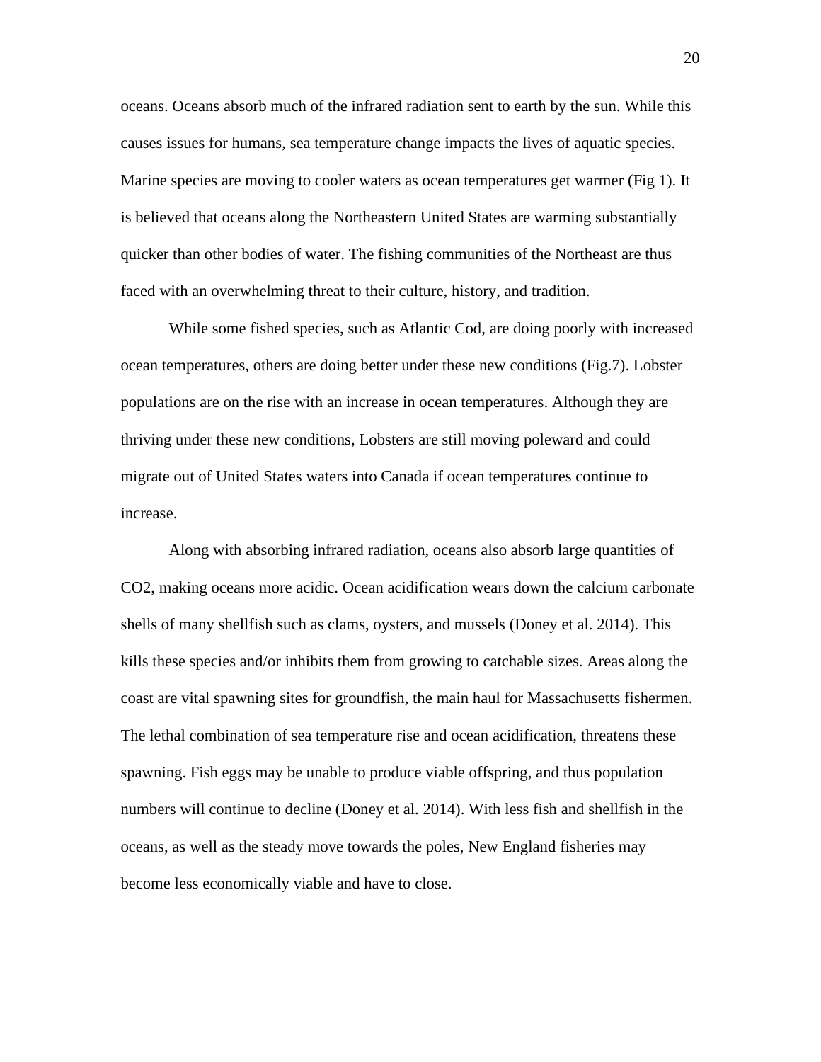oceans. Oceans absorb much of the infrared radiation sent to earth by the sun. While this causes issues for humans, sea temperature change impacts the lives of aquatic species. Marine species are moving to cooler waters as ocean temperatures get warmer (Fig 1). It is believed that oceans along the Northeastern United States are warming substantially quicker than other bodies of water. The fishing communities of the Northeast are thus faced with an overwhelming threat to their culture, history, and tradition.

While some fished species, such as Atlantic Cod, are doing poorly with increased ocean temperatures, others are doing better under these new conditions (Fig.7). Lobster populations are on the rise with an increase in ocean temperatures. Although they are thriving under these new conditions, Lobsters are still moving poleward and could migrate out of United States waters into Canada if ocean temperatures continue to increase.

Along with absorbing infrared radiation, oceans also absorb large quantities of $CO_2$, making oceans more acidic. Ocean acidification wears down the calcium carbonate shells of many shellfish such as clams, oysters, and mussels (Doney et al. 2014). This kills these species and/or inhibits them from growing to catchable sizes. Areas along the coast are vital spawning sites for groundfish, the main haul for Massachusetts fishermen. The lethal combination of sea temperature rise and ocean acidification, threatens these spawning. Fish eggs may be unable to produce viable offspring, and thus population numbers will continue to decline (Doney et al. 2014). With less fish and shellfish in the oceans, as well as the steady move towards the poles, New England fisheries may become less economically viable and have to close.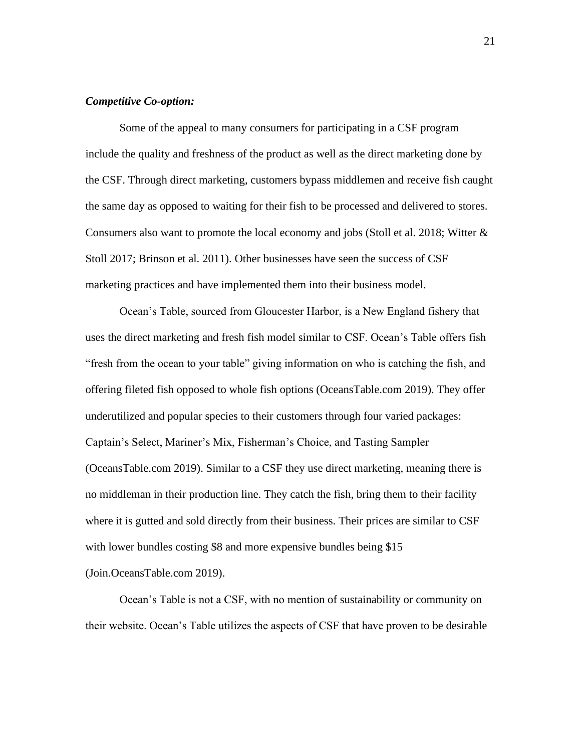***Competitive Co-option:***

Some of the appeal to many consumers for participating in a CSF program include the quality and freshness of the product as well as the direct marketing done by the CSF. Through direct marketing, customers bypass middlemen and receive fish caught the same day as opposed to waiting for their fish to be processed and delivered to stores. Consumers also want to promote the local economy and jobs (Stoll et al. 2018; Witter & Stoll 2017; Brinson et al. 2011). Other businesses have seen the success of CSF marketing practices and have implemented them into their business model.

Ocean's Table, sourced from Gloucester Harbor, is a New England fishery that uses the direct marketing and fresh fish model similar to CSF. Ocean's Table offers fish "fresh from the ocean to your table" giving information on who is catching the fish, and offering fileted fish opposed to whole fish options (OceansTable.com 2019). They offer underutilized and popular species to their customers through four varied packages: Captain's Select, Mariner's Mix, Fisherman's Choice, and Tasting Sampler (OceansTable.com 2019). Similar to a CSF they use direct marketing, meaning there is no middleman in their production line. They catch the fish, bring them to their facility where it is gutted and sold directly from their business. Their prices are similar to CSF with lower bundles costing $8 and more expensive bundles being $15 (Join.OceansTable.com 2019).

Ocean's Table is not a CSF, with no mention of sustainability or community on their website. Ocean's Table utilizes the aspects of CSF that have proven to be desirable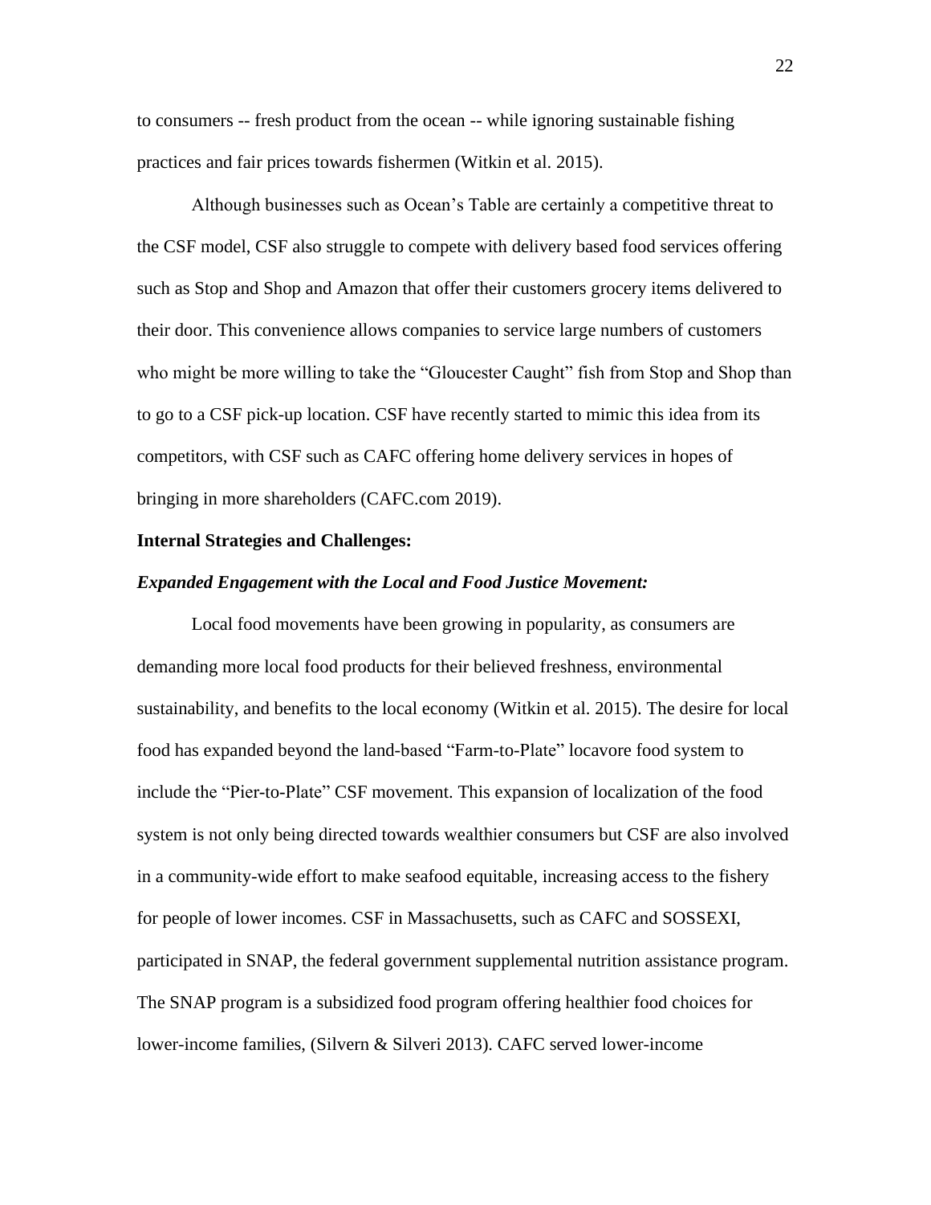to consumers -- fresh product from the ocean -- while ignoring sustainable fishing practices and fair prices towards fishermen (Witkin et al. 2015).

Although businesses such as Ocean's Table are certainly a competitive threat to the CSF model, CSF also struggle to compete with delivery based food services offering such as Stop and Shop and Amazon that offer their customers grocery items delivered to their door. This convenience allows companies to service large numbers of customers who might be more willing to take the "Gloucester Caught" fish from Stop and Shop than to go to a CSF pick-up location. CSF have recently started to mimic this idea from its competitors, with CSF such as CAFC offering home delivery services in hopes of bringing in more shareholders (CAFC.com 2019).

**Internal Strategies and Challenges:**

***Expanded Engagement with the Local and Food Justice Movement:***

Local food movements have been growing in popularity, as consumers are demanding more local food products for their believed freshness, environmental sustainability, and benefits to the local economy (Witkin et al. 2015). The desire for local food has expanded beyond the land-based "Farm-to-Plate" locavore food system to include the "Pier-to-Plate" CSF movement. This expansion of localization of the food system is not only being directed towards wealthier consumers but CSF are also involved in a community-wide effort to make seafood equitable, increasing access to the fishery for people of lower incomes. CSF in Massachusetts, such as CAFC and SOSSEXI, participated in SNAP, the federal government supplemental nutrition assistance program. The SNAP program is a subsidized food program offering healthier food choices for lower-income families, (Silvern & Silveri 2013). CAFC served lower-income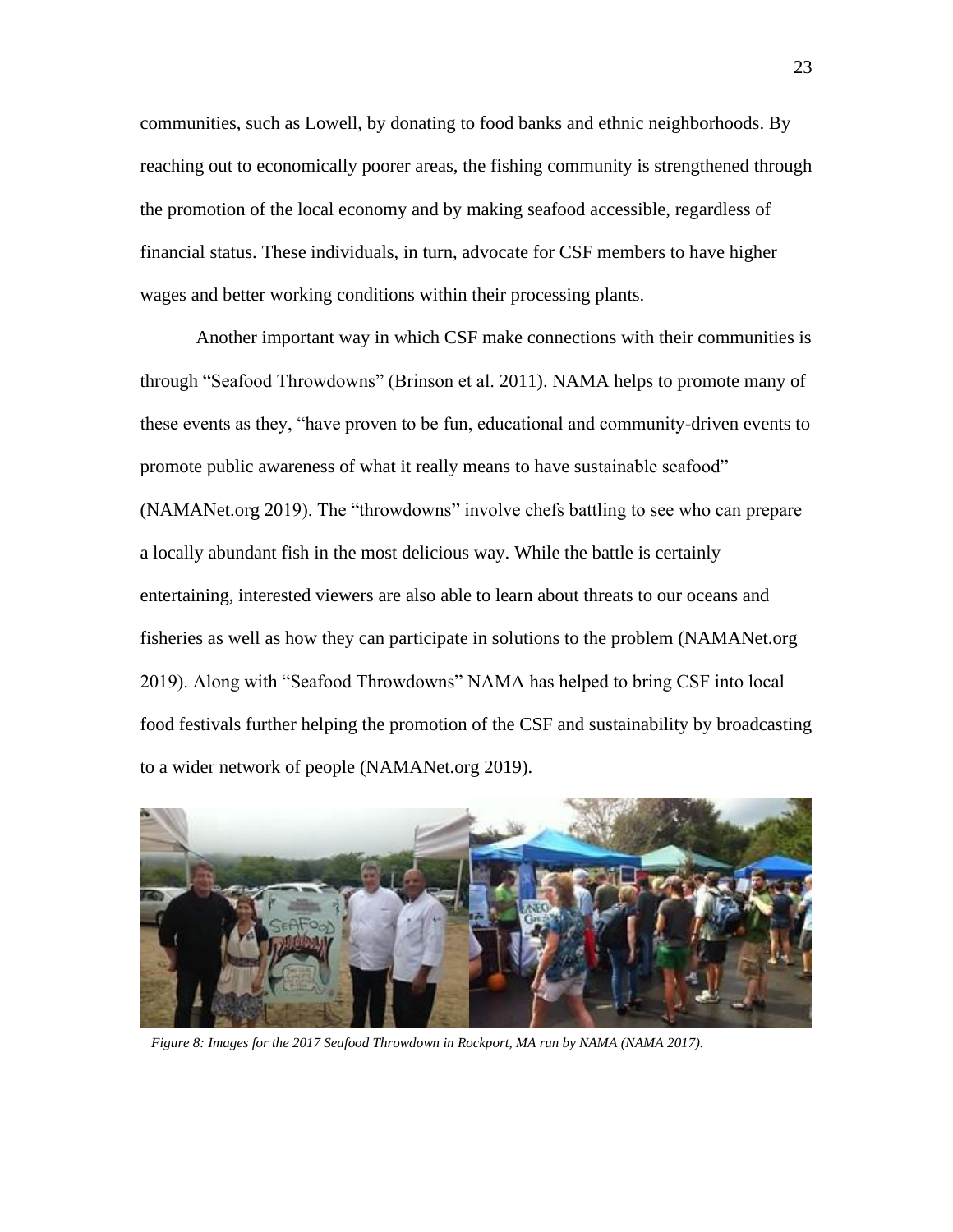communities, such as Lowell, by donating to food banks and ethnic neighborhoods. By reaching out to economically poorer areas, the fishing community is strengthened through the promotion of the local economy and by making seafood accessible, regardless of financial status. These individuals, in turn, advocate for CSF members to have higher wages and better working conditions within their processing plants.

Another important way in which CSF make connections with their communities is through "Seafood Throwdowns" (Brinson et al. 2011). NAMA helps to promote many of these events as they, "have proven to be fun, educational and community-driven events to promote public awareness of what it really means to have sustainable seafood" (NAMANet.org 2019). The "throwdowns" involve chefs battling to see who can prepare a locally abundant fish in the most delicious way. While the battle is certainly entertaining, interested viewers are also able to learn about threats to our oceans and fisheries as well as how they can participate in solutions to the problem (NAMANet.org 2019). Along with "Seafood Throwdowns" NAMA has helped to bring CSF into local food festivals further helping the promotion of the CSF and sustainability by broadcasting to a wider network of people (NAMANet.org 2019).

*Figure 8: Images for the 2017 Seafood Throwdown in Rockport, MA run by NAMA (NAMA 2017).*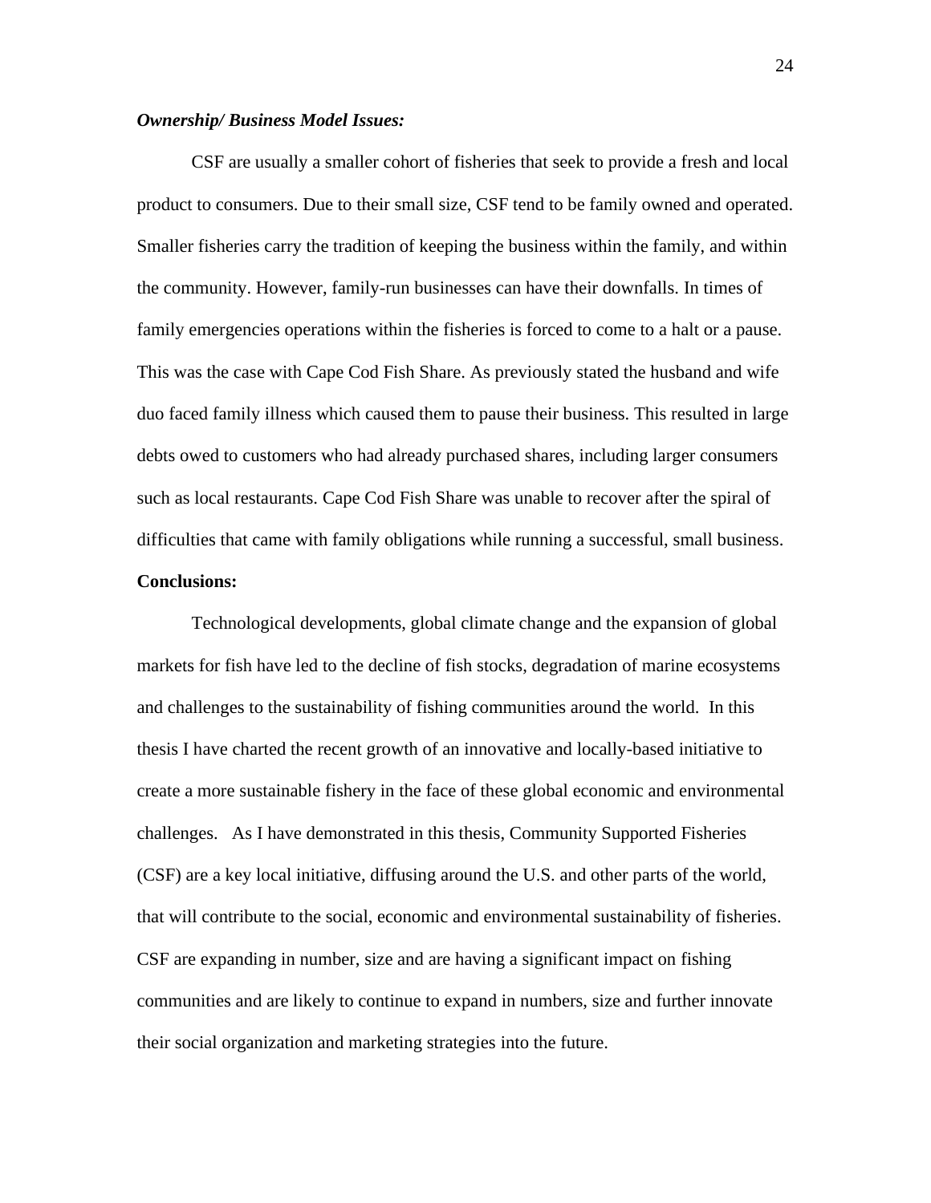***Ownership/ Business Model Issues:***

CSF are usually a smaller cohort of fisheries that seek to provide a fresh and local product to consumers. Due to their small size, CSF tend to be family owned and operated. Smaller fisheries carry the tradition of keeping the business within the family, and within the community. However, family-run businesses can have their downfalls. In times of family emergencies operations within the fisheries is forced to come to a halt or a pause. This was the case with Cape Cod Fish Share. As previously stated the husband and wife duo faced family illness which caused them to pause their business. This resulted in large debts owed to customers who had already purchased shares, including larger consumers such as local restaurants. Cape Cod Fish Share was unable to recover after the spiral of difficulties that came with family obligations while running a successful, small business.

**Conclusions:**

Technological developments, global climate change and the expansion of global markets for fish have led to the decline of fish stocks, degradation of marine ecosystems and challenges to the sustainability of fishing communities around the world. In this thesis I have charted the recent growth of an innovative and locally-based initiative to create a more sustainable fishery in the face of these global economic and environmental challenges. As I have demonstrated in this thesis, Community Supported Fisheries (CSF) are a key local initiative, diffusing around the U.S. and other parts of the world, that will contribute to the social, economic and environmental sustainability of fisheries. CSF are expanding in number, size and are having a significant impact on fishing communities and are likely to continue to expand in numbers, size and further innovate their social organization and marketing strategies into the future.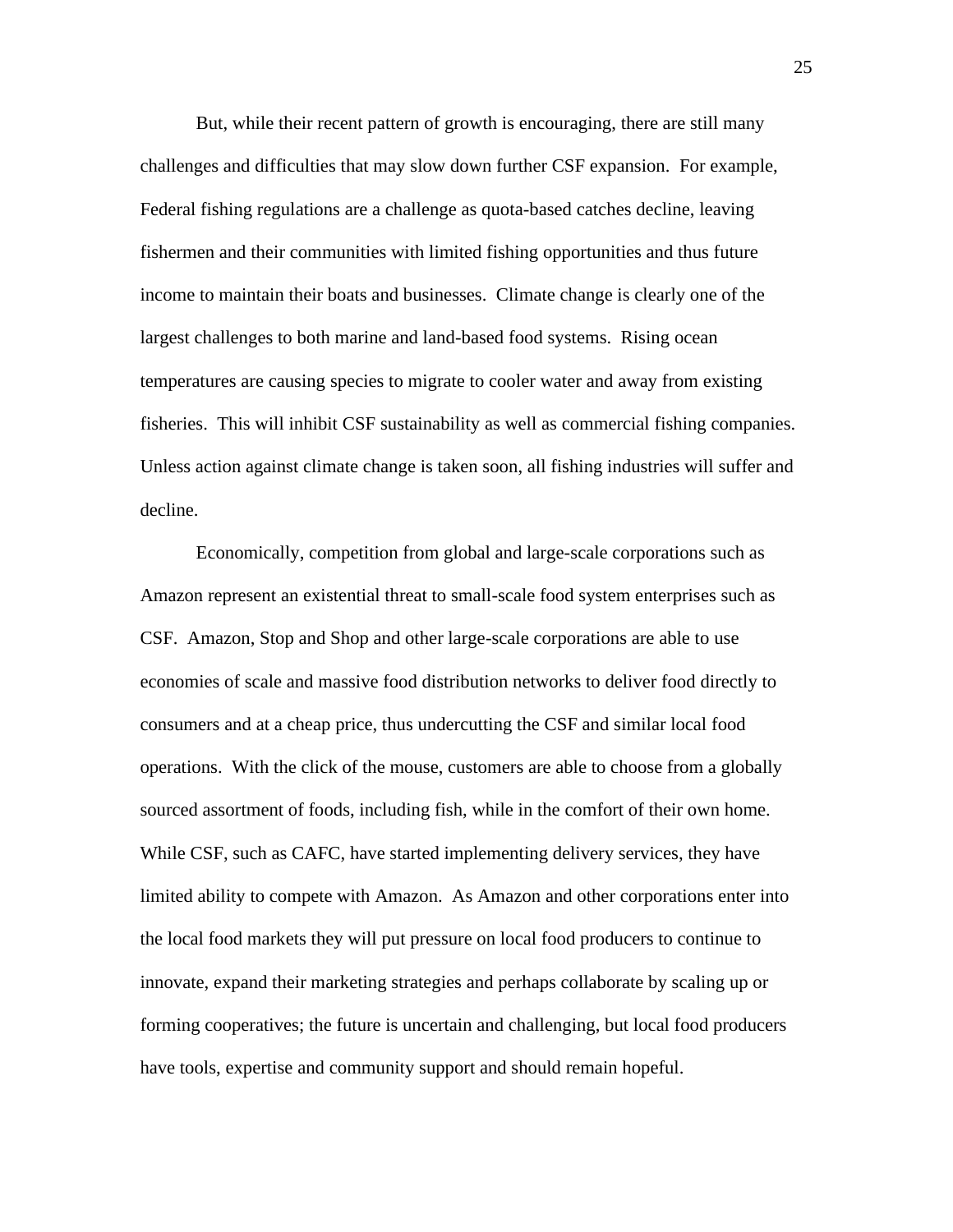But, while their recent pattern of growth is encouraging, there are still many challenges and difficulties that may slow down further CSF expansion. For example, Federal fishing regulations are a challenge as quota-based catches decline, leaving fishermen and their communities with limited fishing opportunities and thus future income to maintain their boats and businesses. Climate change is clearly one of the largest challenges to both marine and land-based food systems. Rising ocean temperatures are causing species to migrate to cooler water and away from existing fisheries. This will inhibit CSF sustainability as well as commercial fishing companies. Unless action against climate change is taken soon, all fishing industries will suffer and decline.

Economically, competition from global and large-scale corporations such as Amazon represent an existential threat to small-scale food system enterprises such as CSF. Amazon, Stop and Shop and other large-scale corporations are able to use economies of scale and massive food distribution networks to deliver food directly to consumers and at a cheap price, thus undercutting the CSF and similar local food operations. With the click of the mouse, customers are able to choose from a globally sourced assortment of foods, including fish, while in the comfort of their own home. While CSF, such as CAFC, have started implementing delivery services, they have limited ability to compete with Amazon. As Amazon and other corporations enter into the local food markets they will put pressure on local food producers to continue to innovate, expand their marketing strategies and perhaps collaborate by scaling up or forming cooperatives; the future is uncertain and challenging, but local food producers have tools, expertise and community support and should remain hopeful.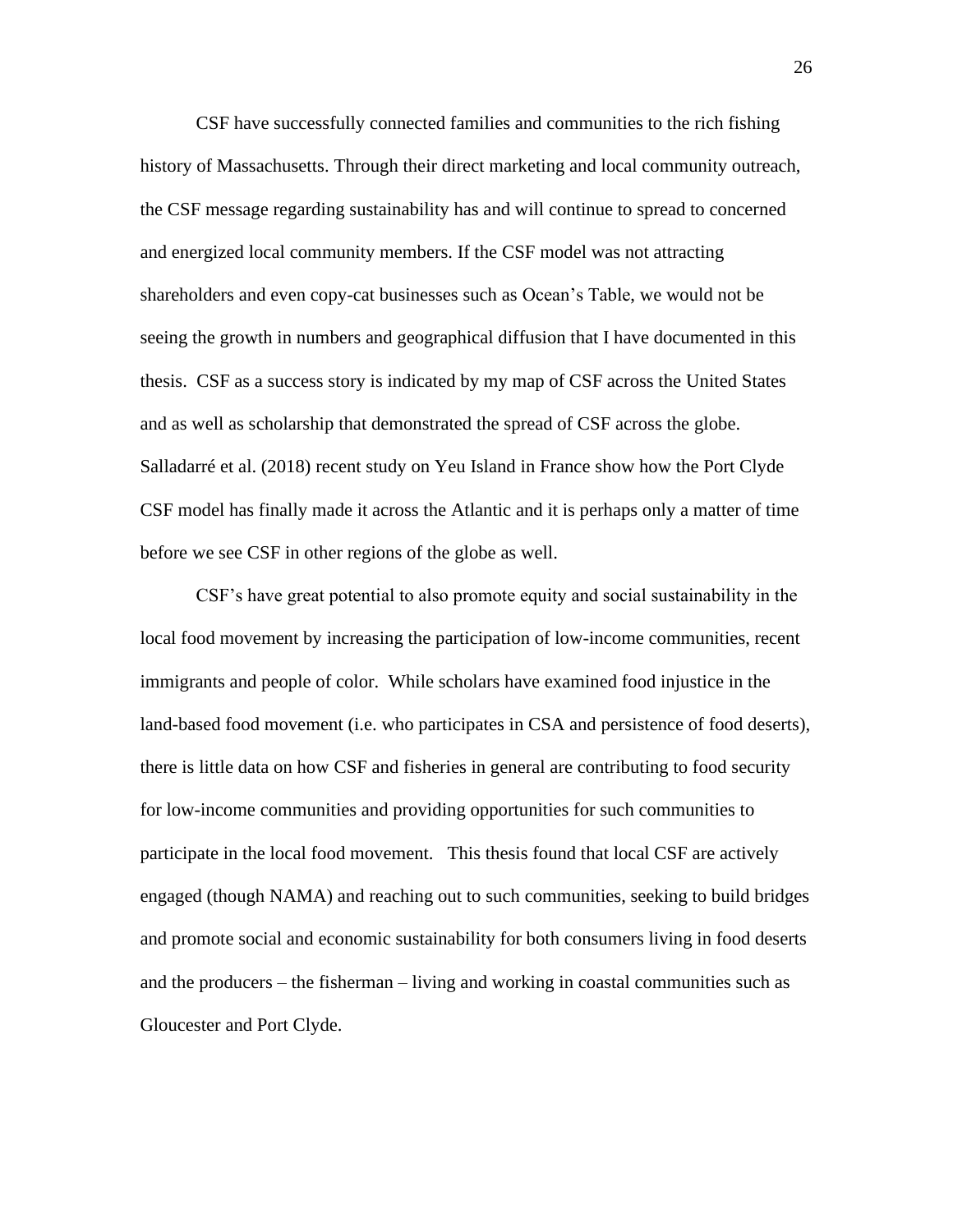CSF have successfully connected families and communities to the rich fishing history of Massachusetts. Through their direct marketing and local community outreach, the CSF message regarding sustainability has and will continue to spread to concerned and energized local community members. If the CSF model was not attracting shareholders and even copy-cat businesses such as Ocean's Table, we would not be seeing the growth in numbers and geographical diffusion that I have documented in this thesis. CSF as a success story is indicated by my map of CSF across the United States and as well as scholarship that demonstrated the spread of CSF across the globe. Salladarré et al. (2018) recent study on Yeu Island in France show how the Port Clyde CSF model has finally made it across the Atlantic and it is perhaps only a matter of time before we see CSF in other regions of the globe as well.

CSF's have great potential to also promote equity and social sustainability in the local food movement by increasing the participation of low-income communities, recent immigrants and people of color. While scholars have examined food injustice in the land-based food movement (i.e. who participates in CSA and persistence of food deserts), there is little data on how CSF and fisheries in general are contributing to food security for low-income communities and providing opportunities for such communities to participate in the local food movement. This thesis found that local CSF are actively engaged (though NAMA) and reaching out to such communities, seeking to build bridges and promote social and economic sustainability for both consumers living in food deserts and the producers – the fisherman – living and working in coastal communities such as Gloucester and Port Clyde.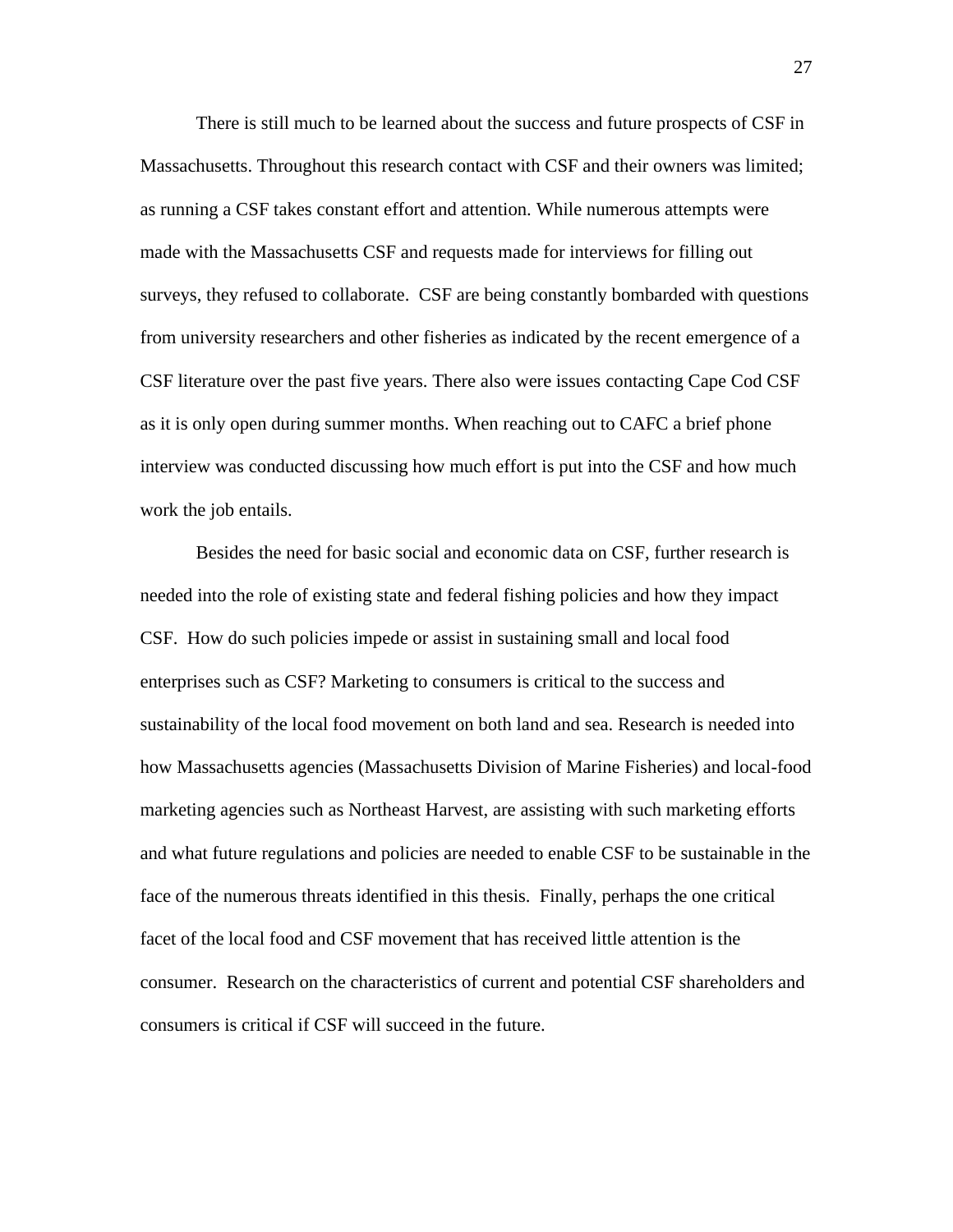There is still much to be learned about the success and future prospects of CSF in Massachusetts. Throughout this research contact with CSF and their owners was limited; as running a CSF takes constant effort and attention. While numerous attempts were made with the Massachusetts CSF and requests made for interviews for filling out surveys, they refused to collaborate.  CSF are being constantly bombarded with questions from university researchers and other fisheries as indicated by the recent emergence of a CSF literature over the past five years. There also were issues contacting Cape Cod CSF as it is only open during summer months. When reaching out to CAFC a brief phone interview was conducted discussing how much effort is put into the CSF and how much work the job entails.

Besides the need for basic social and economic data on CSF, further research is needed into the role of existing state and federal fishing policies and how they impact CSF.  How do such policies impede or assist in sustaining small and local food enterprises such as CSF? Marketing to consumers is critical to the success and sustainability of the local food movement on both land and sea. Research is needed into how Massachusetts agencies (Massachusetts Division of Marine Fisheries) and local-food marketing agencies such as Northeast Harvest, are assisting with such marketing efforts and what future regulations and policies are needed to enable CSF to be sustainable in the face of the numerous threats identified in this thesis.  Finally, perhaps the one critical facet of the local food and CSF movement that has received little attention is the consumer.  Research on the characteristics of current and potential CSF shareholders and consumers is critical if CSF will succeed in the future.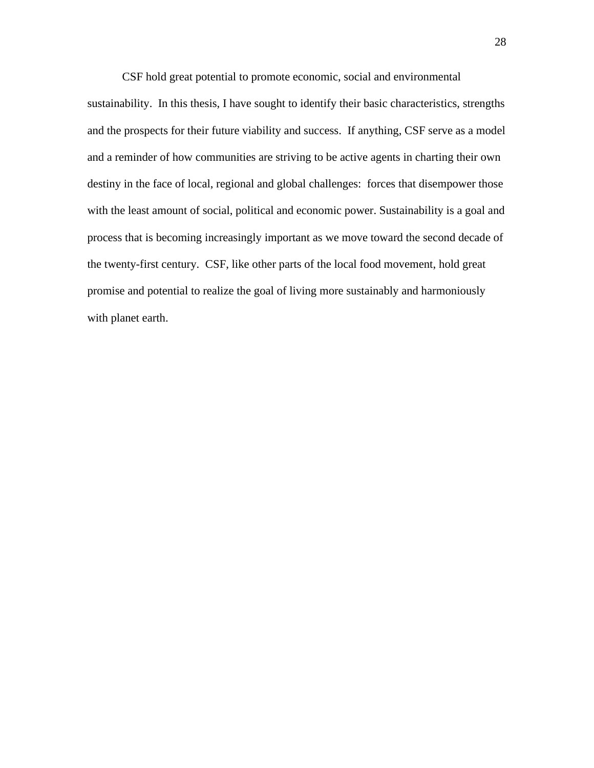CSF hold great potential to promote economic, social and environmental sustainability. In this thesis, I have sought to identify their basic characteristics, strengths and the prospects for their future viability and success. If anything, CSF serve as a model and a reminder of how communities are striving to be active agents in charting their own destiny in the face of local, regional and global challenges: forces that disempower those with the least amount of social, political and economic power. Sustainability is a goal and process that is becoming increasingly important as we move toward the second decade of the twenty-first century. CSF, like other parts of the local food movement, hold great promise and potential to realize the goal of living more sustainably and harmoniously with planet earth.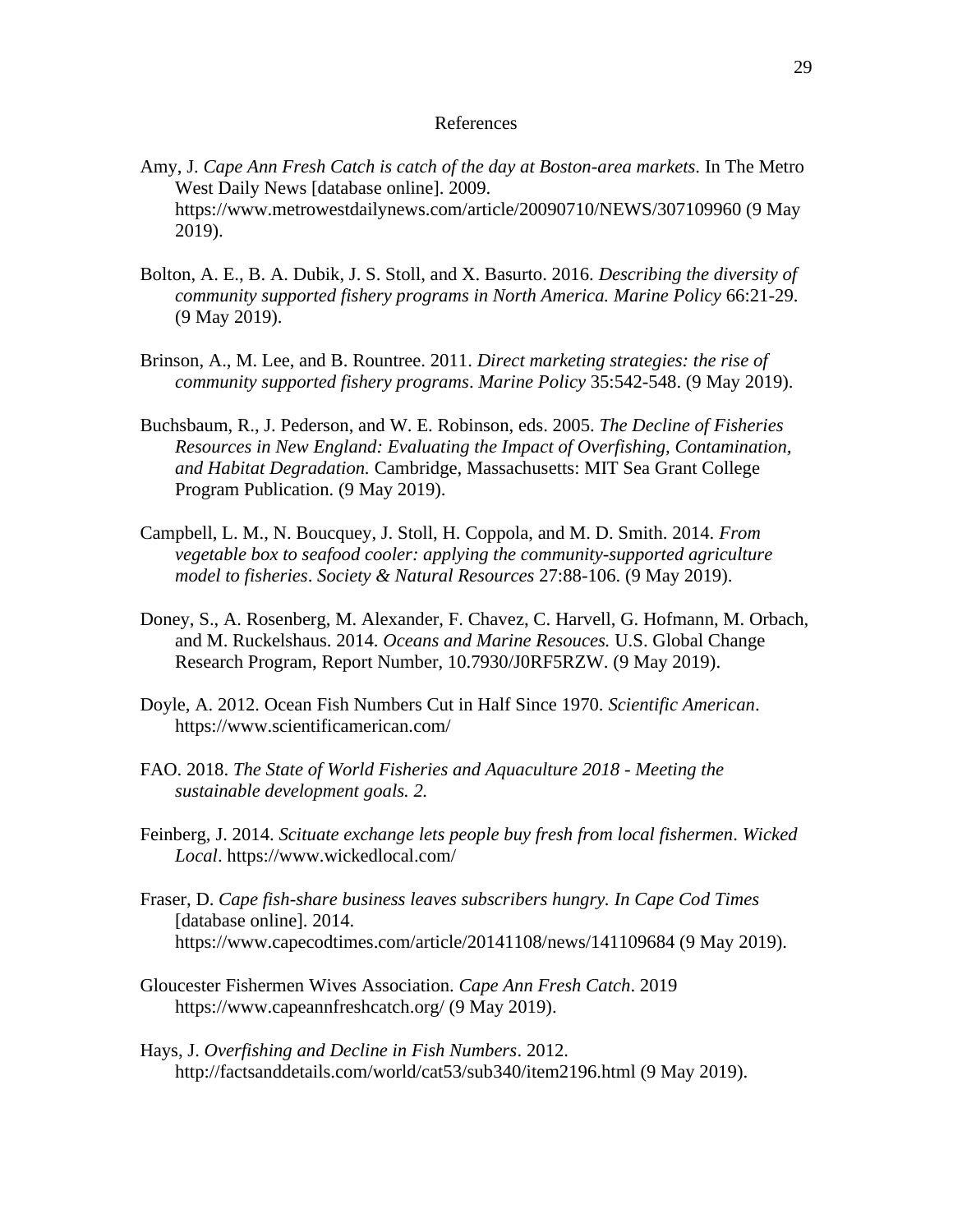# References

Amy, J. *Cape Ann Fresh Catch is catch of the day at Boston-area markets*. In The Metro West Daily News [database online]. 2009. https://www.metrowestdailynews.com/article/20090710/NEWS/307109960 (9 May 2019).

Bolton, A. E., B. A. Dubik, J. S. Stoll, and X. Basurto. 2016. *Describing the diversity of community supported fishery programs in North America. Marine Policy* 66:21-29. (9 May 2019).

Brinson, A., M. Lee, and B. Rountree. 2011. *Direct marketing strategies: the rise of community supported fishery programs*. *Marine Policy* 35:542-548. (9 May 2019).

Buchsbaum, R., J. Pederson, and W. E. Robinson, eds. 2005. *The Decline of Fisheries Resources in New England: Evaluating the Impact of Overfishing, Contamination, and Habitat Degradation.* Cambridge, Massachusetts: MIT Sea Grant College Program Publication. (9 May 2019).

Campbell, L. M., N. Boucquey, J. Stoll, H. Coppola, and M. D. Smith. 2014. *From vegetable box to seafood cooler: applying the community-supported agriculture model to fisheries*. *Society & Natural Resources* 27:88-106. (9 May 2019).

Doney, S., A. Rosenberg, M. Alexander, F. Chavez, C. Harvell, G. Hofmann, M. Orbach, and M. Ruckelshaus. 2014. *Oceans and Marine Resouces.* U.S. Global Change Research Program, Report Number, 10.7930/J0RF5RZW. (9 May 2019).

Doyle, A. 2012. Ocean Fish Numbers Cut in Half Since 1970. *Scientific American*. https://www.scientificamerican.com/

FAO. 2018. *The State of World Fisheries and Aquaculture 2018 - Meeting the sustainable development goals. 2.*

Feinberg, J. 2014. *Scituate exchange lets people buy fresh from local fishermen*. *Wicked Local*. https://www.wickedlocal.com/

Fraser, D. *Cape fish-share business leaves subscribers hungry. In Cape Cod Times* [database online]. 2014. https://www.capecodtimes.com/article/20141108/news/141109684 (9 May 2019).

Gloucester Fishermen Wives Association. *Cape Ann Fresh Catch*. 2019 https://www.capeannfreshcatch.org/ (9 May 2019).

Hays, J. *Overfishing and Decline in Fish Numbers*. 2012. http://factsanddetails.com/world/cat53/sub340/item2196.html (9 May 2019).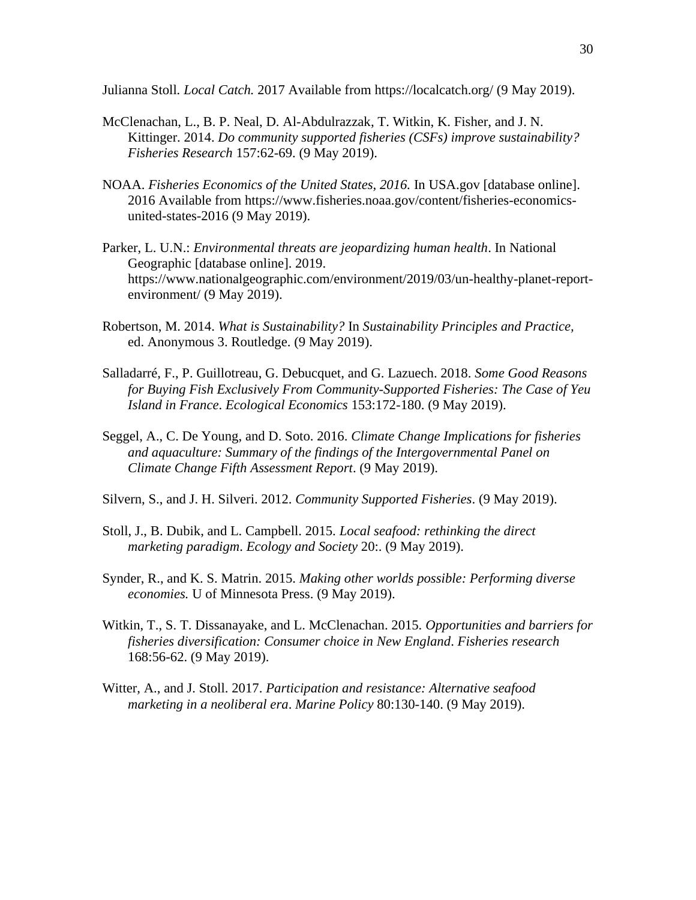Julianna Stoll. *Local Catch.* 2017 Available from https://localcatch.org/ (9 May 2019).

McClenachan, L., B. P. Neal, D. Al-Abdulrazzak, T. Witkin, K. Fisher, and J. N. Kittinger. 2014. *Do community supported fisheries (CSFs) improve sustainability? Fisheries Research* 157:62-69. (9 May 2019).

NOAA. *Fisheries Economics of the United States, 2016.* In USA.gov [database online]. 2016 Available from https://www.fisheries.noaa.gov/content/fisheries-economics-united-states-2016 (9 May 2019).

Parker, L. U.N.: *Environmental threats are jeopardizing human health*. In National Geographic [database online]. 2019. https://www.nationalgeographic.com/environment/2019/03/un-healthy-planet-report-environment/ (9 May 2019).

Robertson, M. 2014. *What is Sustainability?* In *Sustainability Principles and Practice,* ed. Anonymous 3. Routledge. (9 May 2019).

Salladarré, F., P. Guillotreau, G. Debucquet, and G. Lazuech. 2018. *Some Good Reasons for Buying Fish Exclusively From Community-Supported Fisheries: The Case of Yeu Island in France*. *Ecological Economics* 153:172-180. (9 May 2019).

Seggel, A., C. De Young, and D. Soto. 2016. *Climate Change Implications for fisheries and aquaculture: Summary of the findings of the Intergovernmental Panel on Climate Change Fifth Assessment Report*. (9 May 2019).

Silvern, S., and J. H. Silveri. 2012. *Community Supported Fisheries*. (9 May 2019).

Stoll, J., B. Dubik, and L. Campbell. 2015. *Local seafood: rethinking the direct marketing paradigm*. *Ecology and Society* 20:. (9 May 2019).

Synder, R., and K. S. Matrin. 2015. *Making other worlds possible: Performing diverse economies.* U of Minnesota Press. (9 May 2019).

Witkin, T., S. T. Dissanayake, and L. McClenachan. 2015. *Opportunities and barriers for fisheries diversification: Consumer choice in New England*. *Fisheries research* 168:56-62. (9 May 2019).

Witter, A., and J. Stoll. 2017. *Participation and resistance: Alternative seafood marketing in a neoliberal era*. *Marine Policy* 80:130-140. (9 May 2019).